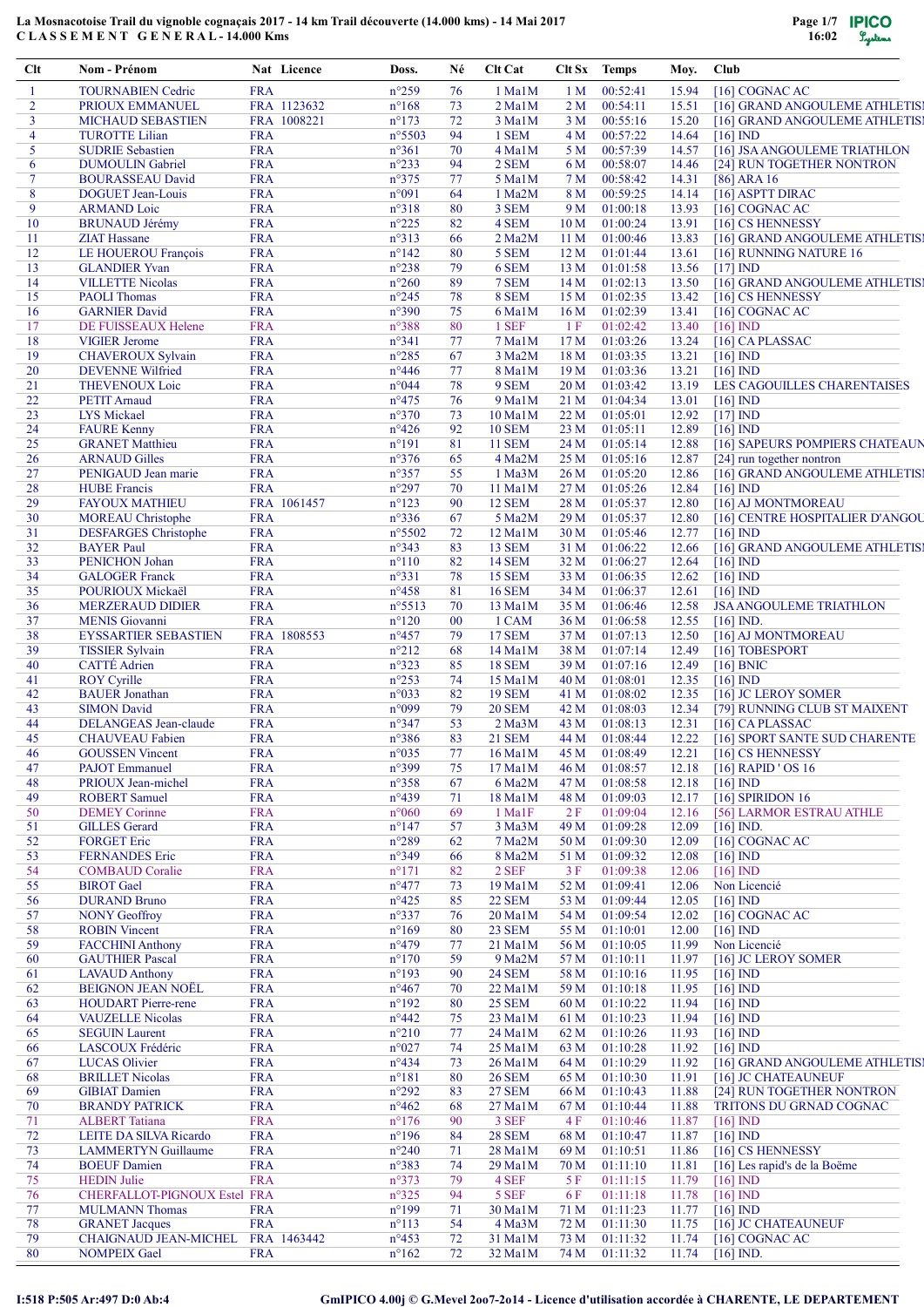# La Mosnacotoise Trail du vignoble cognaçais 2017 - 14 km Trail découverte (14.000 kms) - 14 Mai 2017

## CLASSEMENT GENERAL - 14.000 Kms

| Clt | Nom - Prénom | Nat | Licence | Doss. | Né | Clt Cat | Clt Sx | Temps | Moy. | Club |
|---|---|---|---|---|---|---|---|---|---|---|
| 1 | TOURNABIEN Cedric | FRA | | n°259 | 76 | 1 Ma1M | 1 M | 00:52:41 | 15.94 | [16] COGNAC AC |
| 2 | PRIOUX EMMANUEL | FRA | 1123632 | n°168 | 73 | 2 Ma1M | 2 M | 00:54:11 | 15.51 | [16] GRAND ANGOULEME ATHLETISI |
| 3 | MICHAUD SEBASTIEN | FRA | 1008221 | n°173 | 72 | 3 Ma1M | 3 M | 00:55:16 | 15.20 | [16] GRAND ANGOULEME ATHLETISI |
| 4 | TUROTTE Lilian | FRA | | n°5503 | 94 | 1 SEM | 4 M | 00:57:22 | 14.64 | [16] IND |
| 5 | SUDRIE Sebastien | FRA | | n°361 | 70 | 4 Ma1M | 5 M | 00:57:39 | 14.57 | [16] JSA ANGOULEME TRIATHLON |
| 6 | DUMOULIN Gabriel | FRA | | n°233 | 94 | 2 SEM | 6 M | 00:58:07 | 14.46 | [24] RUN TOGETHER NONTRON |
| 7 | BOURASSEAU David | FRA | | n°375 | 77 | 5 Ma1M | 7 M | 00:58:42 | 14.31 | [86] ARA 16 |
| 8 | DOGUET Jean-Louis | FRA | | n°091 | 64 | 1 Ma2M | 8 M | 00:59:25 | 14.14 | [16] ASPTT DIRAC |
| 9 | ARMAND Loic | FRA | | n°318 | 80 | 3 SEM | 9 M | 01:00:18 | 13.93 | [16] COGNAC AC |
| 10 | BRUNAUD Jérémy | FRA | | n°225 | 82 | 4 SEM | 10 M | 01:00:24 | 13.91 | [16] CS HENNESSY |
| 11 | ZIAT Hassane | FRA | | n°313 | 66 | 2 Ma2M | 11 M | 01:00:46 | 13.83 | [16] GRAND ANGOULEME ATHLETISI |
| 12 | LE HOUEROU François | FRA | | n°142 | 80 | 5 SEM | 12 M | 01:01:44 | 13.61 | [16] RUNNING NATURE 16 |
| 13 | GLANDIER Yvan | FRA | | n°238 | 79 | 6 SEM | 13 M | 01:01:58 | 13.56 | [17] IND |
| 14 | VILLETTE Nicolas | FRA | | n°260 | 89 | 7 SEM | 14 M | 01:02:13 | 13.50 | [16] GRAND ANGOULEME ATHLETISI |
| 15 | PAOLI Thomas | FRA | | n°245 | 78 | 8 SEM | 15 M | 01:02:35 | 13.42 | [16] CS HENNESSY |
| 16 | GARNIER David | FRA | | n°390 | 75 | 6 Ma1M | 16 M | 01:02:39 | 13.41 | [16] COGNAC AC |
| 17 | DE FUISSEAUX Helene | FRA | | n°388 | 80 | 1 SEF | 1 F | 01:02:42 | 13.40 | [16] IND |
| 18 | VIGIER Jerome | FRA | | n°341 | 77 | 7 Ma1M | 17 M | 01:03:26 | 13.24 | [16] CA PLASSAC |
| 19 | CHAVEROUX Sylvain | FRA | | n°285 | 67 | 3 Ma2M | 18 M | 01:03:35 | 13.21 | [16] IND |
| 20 | DEVENNE Wilfried | FRA | | n°446 | 77 | 8 Ma1M | 19 M | 01:03:36 | 13.21 | [16] IND |
| 21 | THEVENOUX Loic | FRA | | n°044 | 78 | 9 SEM | 20 M | 01:03:42 | 13.19 | LES CAGOUILLES CHARENTAISES |
| 22 | PETIT Arnaud | FRA | | n°475 | 76 | 9 Ma1M | 21 M | 01:04:34 | 13.01 | [16] IND |
| 23 | LYS Mickael | FRA | | n°370 | 73 | 10 Ma1M | 22 M | 01:05:01 | 12.92 | [17] IND |
| 24 | FAURE Kenny | FRA | | n°426 | 92 | 10 SEM | 23 M | 01:05:11 | 12.89 | [16] IND |
| 25 | GRANET Matthieu | FRA | | n°191 | 81 | 11 SEM | 24 M | 01:05:14 | 12.88 | [16] SAPEURS POMPIERS CHATEAUN |
| 26 | ARNAUD Gilles | FRA | | n°376 | 65 | 4 Ma2M | 25 M | 01:05:16 | 12.87 | [24] run together nontron |
| 27 | PENIGAUD Jean marie | FRA | | n°357 | 55 | 1 Ma3M | 26 M | 01:05:20 | 12.86 | [16] GRAND ANGOULEME ATHLETISI |
| 28 | HUBE Francis | FRA | | n°297 | 70 | 11 Ma1M | 27 M | 01:05:26 | 12.84 | [16] IND |
| 29 | FAYOUX MATHIEU | FRA | 1061457 | n°123 | 90 | 12 SEM | 28 M | 01:05:37 | 12.80 | [16] AJ MONTMOREAU |
| 30 | MOREAU Christophe | FRA | | n°336 | 67 | 5 Ma2M | 29 M | 01:05:37 | 12.80 | [16] CENTRE HOSPITALIER D'ANGOU |
| 31 | DESFARGES Christophe | FRA | | n°5502 | 72 | 12 Ma1M | 30 M | 01:05:46 | 12.77 | [16] IND |
| 32 | BAYER Paul | FRA | | n°343 | 83 | 13 SEM | 31 M | 01:06:22 | 12.66 | [16] GRAND ANGOULEME ATHLETISI |
| 33 | PENICHON Johan | FRA | | n°110 | 82 | 14 SEM | 32 M | 01:06:27 | 12.64 | [16] IND |
| 34 | GALOGER Franck | FRA | | n°331 | 78 | 15 SEM | 33 M | 01:06:35 | 12.62 | [16] IND |
| 35 | POURIOUX Mickaël | FRA | | n°458 | 81 | 16 SEM | 34 M | 01:06:37 | 12.61 | [16] IND |
| 36 | MERZERAUD DIDIER | FRA | | n°5513 | 70 | 13 Ma1M | 35 M | 01:06:46 | 12.58 | JSA ANGOULEME TRIATHLON |
| 37 | MENIS Giovanni | FRA | | n°120 | 00 | 1 CAM | 36 M | 01:06:58 | 12.55 | [16] IND. |
| 38 | EYSSARTIER SEBASTIEN | FRA | 1808553 | n°457 | 79 | 17 SEM | 37 M | 01:07:13 | 12.50 | [16] AJ MONTMOREAU |
| 39 | TISSIER Sylvain | FRA | | n°212 | 68 | 14 Ma1M | 38 M | 01:07:14 | 12.49 | [16] TOBESPORT |
| 40 | CATTÉ Adrien | FRA | | n°323 | 85 | 18 SEM | 39 M | 01:07:16 | 12.49 | [16] BNIC |
| 41 | ROY Cyrille | FRA | | n°253 | 74 | 15 Ma1M | 40 M | 01:08:01 | 12.35 | [16] IND |
| 42 | BAUER Jonathan | FRA | | n°033 | 82 | 19 SEM | 41 M | 01:08:02 | 12.35 | [16] JC LEROY SOMER |
| 43 | SIMON David | FRA | | n°099 | 79 | 20 SEM | 42 M | 01:08:03 | 12.34 | [79] RUNNING CLUB ST MAIXENT |
| 44 | DELANGEAS Jean-claude | FRA | | n°347 | 53 | 2 Ma3M | 43 M | 01:08:13 | 12.31 | [16] CA PLASSAC |
| 45 | CHAUVEAU Fabien | FRA | | n°386 | 83 | 21 SEM | 44 M | 01:08:44 | 12.22 | [16] SPORT SANTE SUD CHARENTE |
| 46 | GOUSSEN Vincent | FRA | | n°035 | 77 | 16 Ma1M | 45 M | 01:08:49 | 12.21 | [16] CS HENNESSY |
| 47 | PAJOT Emmanuel | FRA | | n°399 | 75 | 17 Ma1M | 46 M | 01:08:57 | 12.18 | [16] RAPID ' OS 16 |
| 48 | PRIOUX Jean-michel | FRA | | n°358 | 67 | 6 Ma2M | 47 M | 01:08:58 | 12.18 | [16] IND |
| 49 | ROBERT Samuel | FRA | | n°439 | 71 | 18 Ma1M | 48 M | 01:09:03 | 12.17 | [16] SPIRIDON 16 |
| 50 | DEMEY Corinne | FRA | | n°060 | 69 | 1 Ma1F | 2 F | 01:09:04 | 12.16 | [56] LARMOR ESTRAU ATHLE |
| 51 | GILLES Gerard | FRA | | n°147 | 57 | 3 Ma3M | 49 M | 01:09:28 | 12.09 | [16] IND. |
| 52 | FORGET Eric | FRA | | n°289 | 62 | 7 Ma2M | 50 M | 01:09:30 | 12.09 | [16] COGNAC AC |
| 53 | FERNANDES Eric | FRA | | n°349 | 66 | 8 Ma2M | 51 M | 01:09:32 | 12.08 | [16] IND |
| 54 | COMBAUD Coralie | FRA | | n°171 | 82 | 2 SEF | 3 F | 01:09:38 | 12.06 | [16] IND |
| 55 | BIROT Gael | FRA | | n°477 | 73 | 19 Ma1M | 52 M | 01:09:41 | 12.06 | Non Licencié |
| 56 | DURAND Bruno | FRA | | n°425 | 85 | 22 SEM | 53 M | 01:09:44 | 12.05 | [16] IND |
| 57 | NONY Geoffroy | FRA | | n°337 | 76 | 20 Ma1M | 54 M | 01:09:54 | 12.02 | [16] COGNAC AC |
| 58 | ROBIN Vincent | FRA | | n°169 | 80 | 23 SEM | 55 M | 01:10:01 | 12.00 | [16] IND |
| 59 | FACCHINI Anthony | FRA | | n°479 | 77 | 21 Ma1M | 56 M | 01:10:05 | 11.99 | Non Licencié |
| 60 | GAUTHIER Pascal | FRA | | n°170 | 59 | 9 Ma2M | 57 M | 01:10:11 | 11.97 | [16] JC LEROY SOMER |
| 61 | LAVAUD Anthony | FRA | | n°193 | 90 | 24 SEM | 58 M | 01:10:16 | 11.95 | [16] IND |
| 62 | BEIGNON JEAN NOËL | FRA | | n°467 | 70 | 22 Ma1M | 59 M | 01:10:18 | 11.95 | [16] IND |
| 63 | HOUDART Pierre-rene | FRA | | n°192 | 80 | 25 SEM | 60 M | 01:10:22 | 11.94 | [16] IND |
| 64 | VAUZELLE Nicolas | FRA | | n°442 | 75 | 23 Ma1M | 61 M | 01:10:23 | 11.94 | [16] IND |
| 65 | SEGUIN Laurent | FRA | | n°210 | 77 | 24 Ma1M | 62 M | 01:10:26 | 11.93 | [16] IND |
| 66 | LASCOUX Frédéric | FRA | | n°027 | 74 | 25 Ma1M | 63 M | 01:10:28 | 11.92 | [16] IND |
| 67 | LUCAS Olivier | FRA | | n°434 | 73 | 26 Ma1M | 64 M | 01:10:29 | 11.92 | [16] GRAND ANGOULEME ATHLETISI |
| 68 | BRILLET Nicolas | FRA | | n°181 | 80 | 26 SEM | 65 M | 01:10:30 | 11.91 | [16] JC CHATEAUNEUF |
| 69 | GIBIAT Damien | FRA | | n°292 | 83 | 27 SEM | 66 M | 01:10:43 | 11.88 | [24] RUN TOGETHER NONTRON |
| 70 | BRANDY PATRICK | FRA | | n°462 | 68 | 27 Ma1M | 67 M | 01:10:44 | 11.88 | TRITONS DU GRNAD COGNAC |
| 71 | ALBERT Tatiana | FRA | | n°176 | 90 | 3 SEF | 4 F | 01:10:46 | 11.87 | [16] IND |
| 72 | LEITE DA SILVA Ricardo | FRA | | n°196 | 84 | 28 SEM | 68 M | 01:10:47 | 11.87 | [16] IND |
| 73 | LAMMERTYN Guillaume | FRA | | n°240 | 71 | 28 Ma1M | 69 M | 01:10:51 | 11.86 | [16] CS HENNESSY |
| 74 | BOEUF Damien | FRA | | n°383 | 74 | 29 Ma1M | 70 M | 01:11:10 | 11.81 | [16] Les rapid's de la Boëme |
| 75 | HEDIN Julie | FRA | | n°373 | 79 | 4 SEF | 5 F | 01:11:15 | 11.79 | [16] IND |
| 76 | CHERFALLOT-PIGNOUX Estel | FRA | | n°325 | 94 | 5 SEF | 6 F | 01:11:18 | 11.78 | [16] IND |
| 77 | MULMANN Thomas | FRA | | n°199 | 71 | 30 Ma1M | 71 M | 01:11:23 | 11.77 | [16] IND |
| 78 | GRANET Jacques | FRA | | n°113 | 54 | 4 Ma3M | 72 M | 01:11:30 | 11.75 | [16] JC CHATEAUNEUF |
| 79 | CHAIGNAUD JEAN-MICHEL | FRA | 1463442 | n°453 | 72 | 31 Ma1M | 73 M | 01:11:32 | 11.74 | [16] COGNAC AC |
| 80 | NOMPEIX Gael | FRA | | n°162 | 72 | 32 Ma1M | 74 M | 01:11:32 | 11.74 | [16] IND. |

I:518 P:505 Ar:497 D:0 Ab:4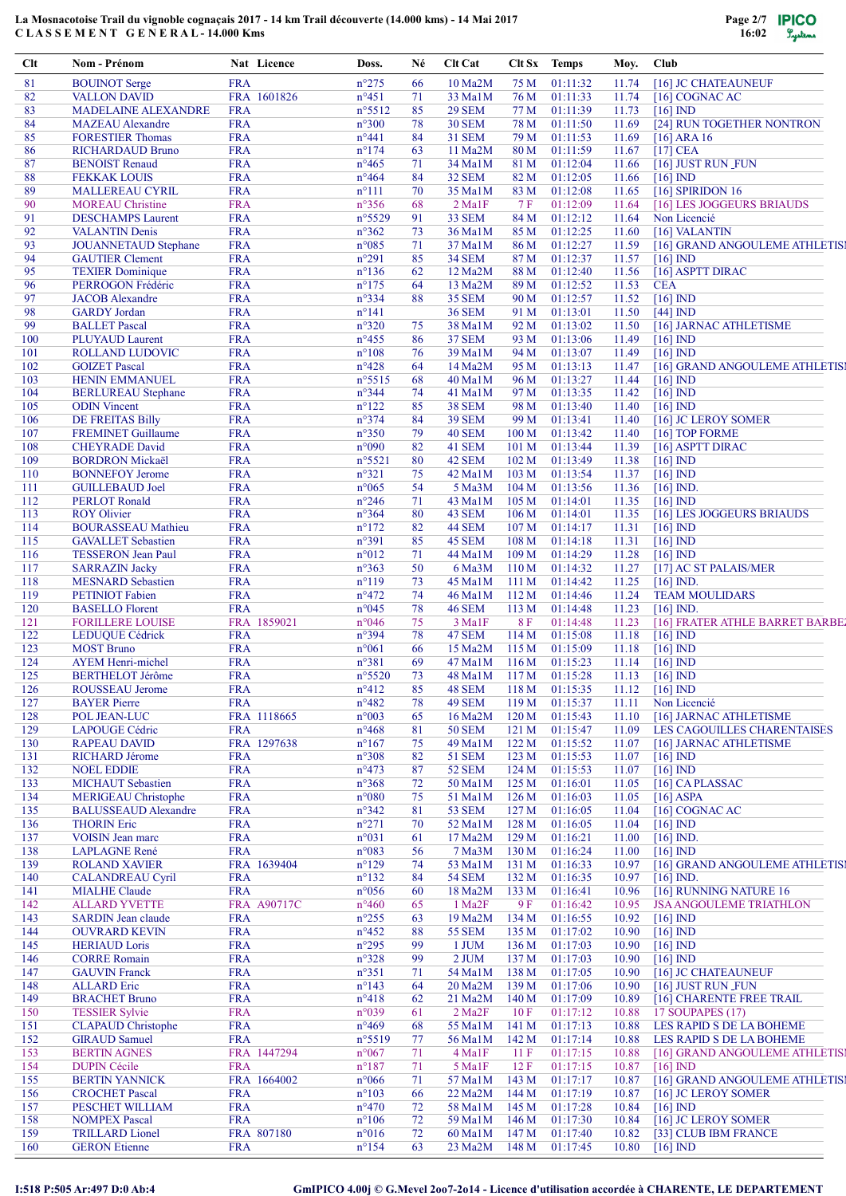La Mosnacotoise Trail du vignoble cognaçais 2017 - 14 km Trail découverte (14.000 kms) - 14 Mai 2017
CLASSEMENT GENERAL - 14.000 Kms

| Clt | Nom - Prénom | Nat | Licence | Doss. | Né | Clt Cat | Clt Sx | Temps | Moy. | Club |
|---|---|---|---|---|---|---|---|---|---|---|
| 81 | BOUINOT Serge | FRA | | n°275 | 66 | 10 Ma2M | 75 M | 01:11:32 | 11.74 | [16] JC CHATEAUNEUF |
| 82 | VALLON DAVID | FRA | 1601826 | n°451 | 71 | 33 Ma1M | 76 M | 01:11:33 | 11.74 | [16] COGNAC AC |
| 83 | MADELAINE ALEXANDRE | FRA | | n°5512 | 85 | 29 SEM | 77 M | 01:11:39 | 11.73 | [16] IND |
| 84 | MAZEAU Alexandre | FRA | | n°300 | 78 | 30 SEM | 78 M | 01:11:50 | 11.69 | [24] RUN TOGETHER NONTRON |
| 85 | FORESTIER Thomas | FRA | | n°441 | 84 | 31 SEM | 79 M | 01:11:53 | 11.69 | [16] ARA 16 |
| 86 | RICHARDAUD Bruno | FRA | | n°174 | 63 | 11 Ma2M | 80 M | 01:11:59 | 11.67 | [17] CEA |
| 87 | BENOIST Renaud | FRA | | n°465 | 71 | 34 Ma1M | 81 M | 01:12:04 | 11.66 | [16] JUST RUN _FUN |
| 88 | FEKKAK LOUIS | FRA | | n°464 | 84 | 32 SEM | 82 M | 01:12:05 | 11.66 | [16] IND |
| 89 | MALLEREAU CYRIL | FRA | | n°111 | 70 | 35 Ma1M | 83 M | 01:12:08 | 11.65 | [16] SPIRIDON 16 |
| 90 | MOREAU Christine | FRA | | n°356 | 68 | 2 Ma1F | 7 F | 01:12:09 | 11.64 | [16] LES JOGGEURS BRIAUDS |
| 91 | DESCHAMPS Laurent | FRA | | n°5529 | 91 | 33 SEM | 84 M | 01:12:12 | 11.64 | Non Licencié |
| 92 | VALANTIN Denis | FRA | | n°362 | 73 | 36 Ma1M | 85 M | 01:12:25 | 11.60 | [16] VALANTIN |
| 93 | JOUANNETAUD Stephane | FRA | | n°085 | 71 | 37 Ma1M | 86 M | 01:12:27 | 11.59 | [16] GRAND ANGOULEME ATHLETIS |
| 94 | GAUTIER Clement | FRA | | n°291 | 85 | 34 SEM | 87 M | 01:12:37 | 11.57 | [16] IND |
| 95 | TEXIER Dominique | FRA | | n°136 | 62 | 12 Ma2M | 88 M | 01:12:40 | 11.56 | [16] ASPTT DIRAC |
| 96 | PERROGON Frédéric | FRA | | n°175 | 64 | 13 Ma2M | 89 M | 01:12:52 | 11.53 | CEA |
| 97 | JACOB Alexandre | FRA | | n°334 | 88 | 35 SEM | 90 M | 01:12:57 | 11.52 | [16] IND |
| 98 | GARDY Jordan | FRA | | n°141 | | 36 SEM | 91 M | 01:13:01 | 11.50 | [44] IND |
| 99 | BALLET Pascal | FRA | | n°320 | 75 | 38 Ma1M | 92 M | 01:13:02 | 11.50 | [16] JARNAC ATHLETISME |
| 100 | PLUYAUD Laurent | FRA | | n°455 | 86 | 37 SEM | 93 M | 01:13:06 | 11.49 | [16] IND |
| 101 | ROLLAND LUDOVIC | FRA | | n°108 | 76 | 39 Ma1M | 94 M | 01:13:07 | 11.49 | [16] IND |
| 102 | GOIZET Pascal | FRA | | n°428 | 64 | 14 Ma2M | 95 M | 01:13:13 | 11.47 | [16] GRAND ANGOULEME ATHLETIS |
| 103 | HENIN EMMANUEL | FRA | | n°5515 | 68 | 40 Ma1M | 96 M | 01:13:27 | 11.44 | [16] IND |
| 104 | BERLUREAU Stephane | FRA | | n°344 | 74 | 41 Ma1M | 97 M | 01:13:35 | 11.42 | [16] IND |
| 105 | ODIN Vincent | FRA | | n°122 | 85 | 38 SEM | 98 M | 01:13:40 | 11.40 | [16] IND |
| 106 | DE FREITAS Billy | FRA | | n°374 | 84 | 39 SEM | 99 M | 01:13:41 | 11.40 | [16] JC LEROY SOMER |
| 107 | FREMINET Guillaume | FRA | | n°350 | 79 | 40 SEM | 100 M | 01:13:42 | 11.40 | [16] TOP FORME |
| 108 | CHEYRADE David | FRA | | n°090 | 82 | 41 SEM | 101 M | 01:13:44 | 11.39 | [16] ASPTT DIRAC |
| 109 | BORDRON Mickaël | FRA | | n°5521 | 80 | 42 SEM | 102 M | 01:13:49 | 11.38 | [16] IND |
| 110 | BONNEFOY Jerome | FRA | | n°321 | 75 | 42 Ma1M | 103 M | 01:13:54 | 11.37 | [16] IND |
| 111 | GUILLEBAUD Joel | FRA | | n°065 | 54 | 5 Ma3M | 104 M | 01:13:56 | 11.36 | [16] IND. |
| 112 | PERLOT Ronald | FRA | | n°246 | 71 | 43 Ma1M | 105 M | 01:14:01 | 11.35 | [16] IND |
| 113 | ROY Olivier | FRA | | n°364 | 80 | 43 SEM | 106 M | 01:14:01 | 11.35 | [16] LES JOGGEURS BRIAUDS |
| 114 | BOURASSEAU Mathieu | FRA | | n°172 | 82 | 44 SEM | 107 M | 01:14:17 | 11.31 | [16] IND |
| 115 | GAVALLET Sebastien | FRA | | n°391 | 85 | 45 SEM | 108 M | 01:14:18 | 11.31 | [16] IND |
| 116 | TESSERON Jean Paul | FRA | | n°012 | 71 | 44 Ma1M | 109 M | 01:14:29 | 11.28 | [16] IND |
| 117 | SARRAZIN Jacky | FRA | | n°363 | 50 | 6 Ma3M | 110 M | 01:14:32 | 11.27 | [17] AC ST PALAIS/MER |
| 118 | MESNARD Sebastien | FRA | | n°119 | 73 | 45 Ma1M | 111 M | 01:14:42 | 11.25 | [16] IND. |
| 119 | PETINIOT Fabien | FRA | | n°472 | 74 | 46 Ma1M | 112 M | 01:14:46 | 11.24 | TEAM MOULIDARS |
| 120 | BASELLO Florent | FRA | | n°045 | 78 | 46 SEM | 113 M | 01:14:48 | 11.23 | [16] IND. |
| 121 | FORILLERE LOUISE | FRA | 1859021 | n°046 | 75 | 3 Ma1F | 8 F | 01:14:48 | 11.23 | [16] FRATER ATHLE BARRET BARBE |
| 122 | LEDUQUE Cédrick | FRA | | n°394 | 78 | 47 SEM | 114 M | 01:15:08 | 11.18 | [16] IND |
| 123 | MOST Bruno | FRA | | n°061 | 66 | 15 Ma2M | 115 M | 01:15:09 | 11.18 | [16] IND |
| 124 | AYEM Henri-michel | FRA | | n°381 | 69 | 47 Ma1M | 116 M | 01:15:23 | 11.14 | [16] IND |
| 125 | BERTHELOT Jérôme | FRA | | n°5520 | 73 | 48 Ma1M | 117 M | 01:15:28 | 11.13 | [16] IND |
| 126 | ROUSSEAU Jerome | FRA | | n°412 | 85 | 48 SEM | 118 M | 01:15:35 | 11.12 | [16] IND |
| 127 | BAYER Pierre | FRA | | n°482 | 78 | 49 SEM | 119 M | 01:15:37 | 11.11 | Non Licencié |
| 128 | POL JEAN-LUC | FRA | 1118665 | n°003 | 65 | 16 Ma2M | 120 M | 01:15:43 | 11.10 | [16] JARNAC ATHLETISME |
| 129 | LAPOUGE Cédric | FRA | | n°468 | 81 | 50 SEM | 121 M | 01:15:47 | 11.09 | LES CAGOUILLES CHARENTAISES |
| 130 | RAPEAU DAVID | FRA | 1297638 | n°167 | 75 | 49 Ma1M | 122 M | 01:15:52 | 11.07 | [16] JARNAC ATHLETISME |
| 131 | RICHARD Jérome | FRA | | n°308 | 82 | 51 SEM | 123 M | 01:15:53 | 11.07 | [16] IND |
| 132 | NOEL EDDIE | FRA | | n°473 | 87 | 52 SEM | 124 M | 01:15:53 | 11.07 | [16] IND |
| 133 | MICHAUT Sebastien | FRA | | n°368 | 72 | 50 Ma1M | 125 M | 01:16:01 | 11.05 | [16] CA PLASSAC |
| 134 | MERIGEAU Christophe | FRA | | n°080 | 75 | 51 Ma1M | 126 M | 01:16:03 | 11.05 | [16] ASPA |
| 135 | BALUSSEAUD Alexandre | FRA | | n°342 | 81 | 53 SEM | 127 M | 01:16:05 | 11.04 | [16] COGNAC AC |
| 136 | THORIN Eric | FRA | | n°271 | 70 | 52 Ma1M | 128 M | 01:16:05 | 11.04 | [16] IND |
| 137 | VOISIN Jean marc | FRA | | n°031 | 61 | 17 Ma2M | 129 M | 01:16:21 | 11.00 | [16] IND. |
| 138 | LAPLAGNE René | FRA | | n°083 | 56 | 7 Ma3M | 130 M | 01:16:24 | 11.00 | [16] IND |
| 139 | ROLAND XAVIER | FRA | 1639404 | n°129 | 74 | 53 Ma1M | 131 M | 01:16:33 | 10.97 | [16] GRAND ANGOULEME ATHLETIS |
| 140 | CALANDREAU Cyril | FRA | | n°132 | 84 | 54 SEM | 132 M | 01:16:35 | 10.97 | [16] IND. |
| 141 | MIALHE Claude | FRA | | n°056 | 60 | 18 Ma2M | 133 M | 01:16:41 | 10.96 | [16] RUNNING NATURE 16 |
| 142 | ALLARD YVETTE | FRA | A90717C | n°460 | 65 | 1 Ma2F | 9 F | 01:16:42 | 10.95 | JSA ANGOULEME TRIATHLON |
| 143 | SARDIN Jean claude | FRA | | n°255 | 63 | 19 Ma2M | 134 M | 01:16:55 | 10.92 | [16] IND |
| 144 | OUVRARD KEVIN | FRA | | n°452 | 88 | 55 SEM | 135 M | 01:17:02 | 10.90 | [16] IND |
| 145 | HERIAUD Loris | FRA | | n°295 | 99 | 1 JUM | 136 M | 01:17:03 | 10.90 | [16] IND |
| 146 | CORRE Romain | FRA | | n°328 | 99 | 2 JUM | 137 M | 01:17:03 | 10.90 | [16] IND |
| 147 | GAUVIN Franck | FRA | | n°351 | 71 | 54 Ma1M | 138 M | 01:17:05 | 10.90 | [16] JC CHATEAUNEUF |
| 148 | ALLARD Eric | FRA | | n°143 | 64 | 20 Ma2M | 139 M | 01:17:06 | 10.90 | [16] JUST RUN _FUN |
| 149 | BRACHET Bruno | FRA | | n°418 | 62 | 21 Ma2M | 140 M | 01:17:09 | 10.89 | [16] CHARENTE FREE TRAIL |
| 150 | TESSIER Sylvie | FRA | | n°039 | 61 | 2 Ma2F | 10 F | 01:17:12 | 10.88 | 17 SOUPAPES (17) |
| 151 | CLAPAUD Christophe | FRA | | n°469 | 68 | 55 Ma1M | 141 M | 01:17:13 | 10.88 | LES RAPID S DE LA BOHEME |
| 152 | GIRAUD Samuel | FRA | | n°5519 | 77 | 56 Ma1M | 142 M | 01:17:14 | 10.88 | LES RAPID S DE LA BOHEME |
| 153 | BERTIN AGNES | FRA | 1447294 | n°067 | 71 | 4 Ma1F | 11 F | 01:17:15 | 10.88 | [16] GRAND ANGOULEME ATHLETIS |
| 154 | DUPIN Cécile | FRA | | n°187 | 71 | 5 Ma1F | 12 F | 01:17:15 | 10.87 | [16] IND |
| 155 | BERTIN YANNICK | FRA | 1664002 | n°066 | 71 | 57 Ma1M | 143 M | 01:17:17 | 10.87 | [16] GRAND ANGOULEME ATHLETIS |
| 156 | CROCHET Pascal | FRA | | n°103 | 66 | 22 Ma2M | 144 M | 01:17:19 | 10.87 | [16] JC LEROY SOMER |
| 157 | PESCHET WILLIAM | FRA | | n°470 | 72 | 58 Ma1M | 145 M | 01:17:28 | 10.84 | [16] IND |
| 158 | NOMPEX Pascal | FRA | | n°106 | 72 | 59 Ma1M | 146 M | 01:17:30 | 10.84 | [16] JC LEROY SOMER |
| 159 | TRILLARD Lionel | FRA | 807180 | n°016 | 72 | 60 Ma1M | 147 M | 01:17:40 | 10.82 | [33] CLUB IBM FRANCE |
| 160 | GERON Etienne | FRA | | n°154 | 63 | 23 Ma2M | 148 M | 01:17:45 | 10.80 | [16] IND |

I:518 P:505 Ar:497 D:0 Ab:4

GmIPICO 4.00j © G.Mevel 2oo7-2o14 - Licence d'utilisation accordée à CHARENTE, LE DEPARTEMENT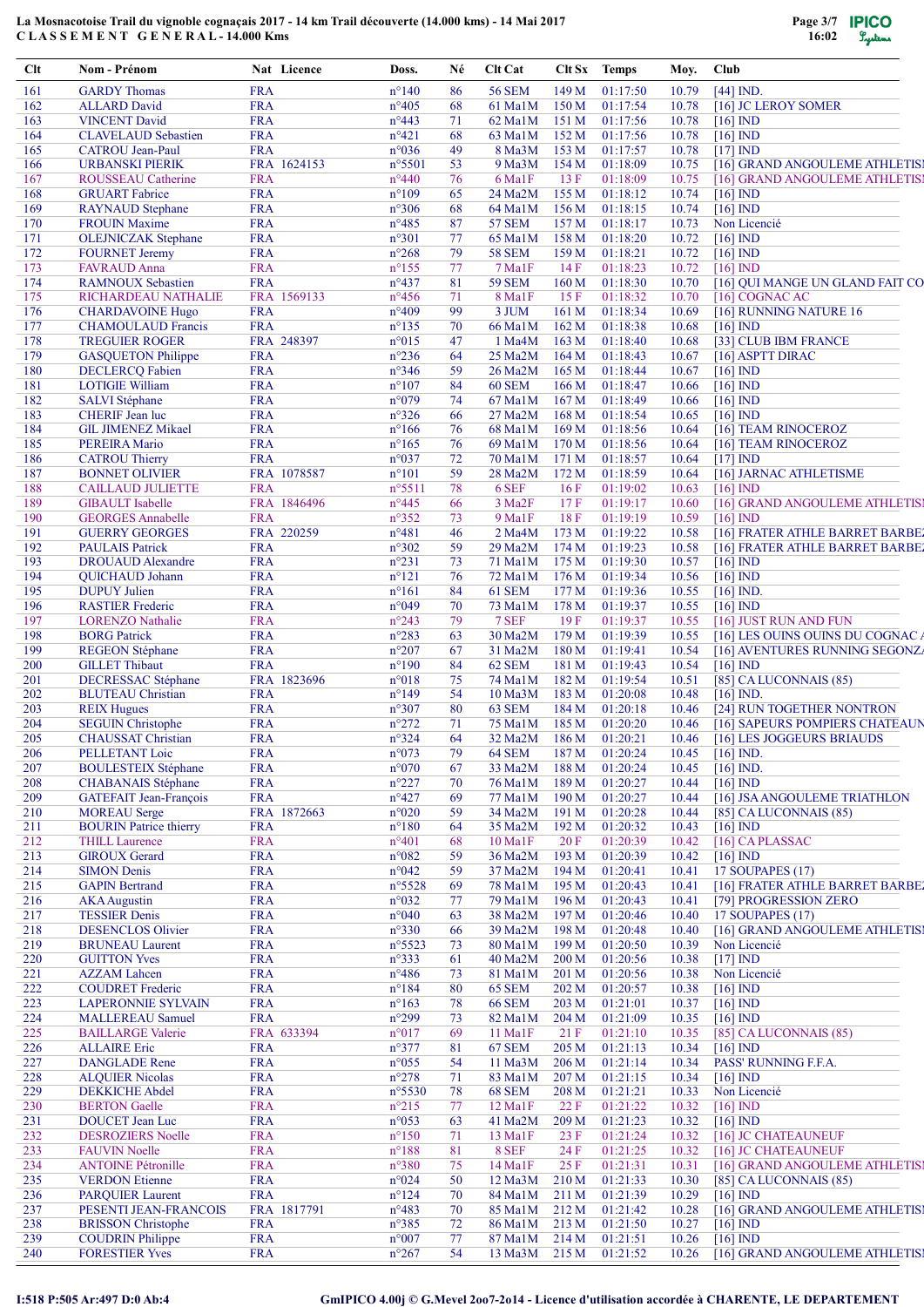# La Mosnacotoise Trail du vignoble cognaçais 2017 - 14 km Trail découverte (14.000 kms) - 14 Mai 2017

## CLASSEMENT GENERAL - 14.000 Kms

| Clt | Nom - Prénom | Nat | Licence | Doss. | Né | Clt Cat | Clt Sx | Temps | Moy. | Club |
|---|---|---|---|---|---|---|---|---|---|---|
| 161 | GARDY Thomas | FRA | | n°140 | 86 | 56 SEM | 149 M | 01:17:50 | 10.79 | [44] IND. |
| 162 | ALLARD David | FRA | | n°405 | 68 | 61 Ma1M | 150 M | 01:17:54 | 10.78 | [16] JC LEROY SOMER |
| 163 | VINCENT David | FRA | | n°443 | 71 | 62 Ma1M | 151 M | 01:17:56 | 10.78 | [16] IND |
| 164 | CLAVELAUD Sebastien | FRA | | n°421 | 68 | 63 Ma1M | 152 M | 01:17:56 | 10.78 | [16] IND |
| 165 | CATROU Jean-Paul | FRA | | n°036 | 49 | 8 Ma3M | 153 M | 01:17:57 | 10.78 | [17] IND |
| 166 | URBANSKI PIERIK | FRA | 1624153 | n°5501 | 53 | 9 Ma3M | 154 M | 01:18:09 | 10.75 | [16] GRAND ANGOULEME ATHLETISI |
| 167 | ROUSSEAU Catherine | FRA | | n°440 | 76 | 6 Ma1F | 13 F | 01:18:09 | 10.75 | [16] GRAND ANGOULEME ATHLETISI |
| 168 | GRUART Fabrice | FRA | | n°109 | 65 | 24 Ma2M | 155 M | 01:18:12 | 10.74 | [16] IND |
| 169 | RAYNAUD Stephane | FRA | | n°306 | 68 | 64 Ma1M | 156 M | 01:18:15 | 10.74 | [16] IND |
| 170 | FROUIN Maxime | FRA | | n°485 | 87 | 57 SEM | 157 M | 01:18:17 | 10.73 | Non Licencié |
| 171 | OLEJNICZAK Stephane | FRA | | n°301 | 77 | 65 Ma1M | 158 M | 01:18:20 | 10.72 | [16] IND |
| 172 | FOURNET Jeremy | FRA | | n°268 | 79 | 58 SEM | 159 M | 01:18:21 | 10.72 | [16] IND |
| 173 | FAVRAUD Anna | FRA | | n°155 | 77 | 7 Ma1F | 14 F | 01:18:23 | 10.72 | [16] IND |
| 174 | RAMNOUX Sebastien | FRA | | n°437 | 81 | 59 SEM | 160 M | 01:18:30 | 10.70 | [16] QUI MANGE UN GLAND FAIT CO |
| 175 | RICHARDEAU NATHALIE | FRA | 1569133 | n°456 | 71 | 8 Ma1F | 15 F | 01:18:32 | 10.70 | [16] COGNAC AC |
| 176 | CHARDAVOINE Hugo | FRA | | n°409 | 99 | 3 JUM | 161 M | 01:18:34 | 10.69 | [16] RUNNING NATURE 16 |
| 177 | CHAMOULAUD Francis | FRA | | n°135 | 70 | 66 Ma1M | 162 M | 01:18:38 | 10.68 | [16] IND |
| 178 | TREGUIER ROGER | FRA | 248397 | n°015 | 47 | 1 Ma4M | 163 M | 01:18:40 | 10.68 | [33] CLUB IBM FRANCE |
| 179 | GASQUETON Philippe | FRA | | n°236 | 64 | 25 Ma2M | 164 M | 01:18:43 | 10.67 | [16] ASPTT DIRAC |
| 180 | DECLERCQ Fabien | FRA | | n°346 | 59 | 26 Ma2M | 165 M | 01:18:44 | 10.67 | [16] IND |
| 181 | LOTIGIE William | FRA | | n°107 | 84 | 60 SEM | 166 M | 01:18:47 | 10.66 | [16] IND |
| 182 | SALVI Stéphane | FRA | | n°079 | 74 | 67 Ma1M | 167 M | 01:18:49 | 10.66 | [16] IND |
| 183 | CHERIF Jean luc | FRA | | n°326 | 66 | 27 Ma2M | 168 M | 01:18:54 | 10.65 | [16] IND |
| 184 | GIL JIMENEZ Mikael | FRA | | n°166 | 76 | 68 Ma1M | 169 M | 01:18:56 | 10.64 | [16] TEAM RINOCEROZ |
| 185 | PEREIRA Mario | FRA | | n°165 | 76 | 69 Ma1M | 170 M | 01:18:56 | 10.64 | [16] TEAM RINOCEROZ |
| 186 | CATROU Thierry | FRA | | n°037 | 72 | 70 Ma1M | 171 M | 01:18:57 | 10.64 | [17] IND |
| 187 | BONNET OLIVIER | FRA | 1078587 | n°101 | 59 | 28 Ma2M | 172 M | 01:18:59 | 10.64 | [16] JARNAC ATHLETISME |
| 188 | CAILLAUD JULIETTE | FRA | | n°5511 | 78 | 6 SEF | 16 F | 01:19:02 | 10.63 | [16] IND |
| 189 | GIBAULT Isabelle | FRA | 1846496 | n°445 | 66 | 3 Ma2F | 17 F | 01:19:17 | 10.60 | [16] GRAND ANGOULEME ATHLETISI |
| 190 | GEORGES Annabelle | FRA | | n°352 | 73 | 9 Ma1F | 18 F | 01:19:19 | 10.59 | [16] IND |
| 191 | GUERRY GEORGES | FRA | 220259 | n°481 | 46 | 2 Ma4M | 173 M | 01:19:22 | 10.58 | [16] FRATER ATHLE BARRET BARBEZ |
| 192 | PAULAIS Patrick | FRA | | n°302 | 59 | 29 Ma2M | 174 M | 01:19:23 | 10.58 | [16] FRATER ATHLE BARRET BARBEZ |
| 193 | DROUAUD Alexandre | FRA | | n°231 | 73 | 71 Ma1M | 175 M | 01:19:30 | 10.57 | [16] IND |
| 194 | QUICHAUD Johann | FRA | | n°121 | 76 | 72 Ma1M | 176 M | 01:19:34 | 10.56 | [16] IND |
| 195 | DUPUY Julien | FRA | | n°161 | 84 | 61 SEM | 177 M | 01:19:36 | 10.55 | [16] IND. |
| 196 | RASTIER Frederic | FRA | | n°049 | 70 | 73 Ma1M | 178 M | 01:19:37 | 10.55 | [16] IND |
| 197 | LORENZO Nathalie | FRA | | n°243 | 79 | 7 SEF | 19 F | 01:19:37 | 10.55 | [16] JUST RUN AND FUN |
| 198 | BORG Patrick | FRA | | n°283 | 63 | 30 Ma2M | 179 M | 01:19:39 | 10.55 | [16] LES OUINS OUINS DU COGNAC A |
| 199 | REGEON Stéphane | FRA | | n°207 | 67 | 31 Ma2M | 180 M | 01:19:41 | 10.54 | [16] AVENTURES RUNNING SEGONZA |
| 200 | GILLET Thibaut | FRA | | n°190 | 84 | 62 SEM | 181 M | 01:19:43 | 10.54 | [16] IND |
| 201 | DECRESSAC Stéphane | FRA | 1823696 | n°018 | 75 | 74 Ma1M | 182 M | 01:19:54 | 10.51 | [85] CA LUCONNAIS (85) |
| 202 | BLUTEAU Christian | FRA | | n°149 | 54 | 10 Ma3M | 183 M | 01:20:08 | 10.48 | [16] IND. |
| 203 | REIX Hugues | FRA | | n°307 | 80 | 63 SEM | 184 M | 01:20:18 | 10.46 | [24] RUN TOGETHER NONTRON |
| 204 | SEGUIN Christophe | FRA | | n°272 | 71 | 75 Ma1M | 185 M | 01:20:20 | 10.46 | [16] SAPEURS POMPIERS CHATEAUN |
| 205 | CHAUSSAT Christian | FRA | | n°324 | 64 | 32 Ma2M | 186 M | 01:20:21 | 10.46 | [16] LES JOGGEURS BRIAUDS |
| 206 | PELLETANT Loic | FRA | | n°073 | 79 | 64 SEM | 187 M | 01:20:24 | 10.45 | [16] IND. |
| 207 | BOULESTEIX Stéphane | FRA | | n°070 | 67 | 33 Ma2M | 188 M | 01:20:24 | 10.45 | [16] IND. |
| 208 | CHABANAIS Stéphane | FRA | | n°227 | 70 | 76 Ma1M | 189 M | 01:20:27 | 10.44 | [16] IND |
| 209 | GATEFAIT Jean-François | FRA | | n°427 | 69 | 77 Ma1M | 190 M | 01:20:27 | 10.44 | [16] JSA ANGOULEME TRIATHLON |
| 210 | MOREAU Serge | FRA | 1872663 | n°020 | 59 | 34 Ma2M | 191 M | 01:20:28 | 10.44 | [85] CA LUCONNAIS (85) |
| 211 | BOURIN Patrice thierry | FRA | | n°180 | 64 | 35 Ma2M | 192 M | 01:20:32 | 10.43 | [16] IND |
| 212 | THILL Laurence | FRA | | n°401 | 68 | 10 Ma1F | 20 F | 01:20:39 | 10.42 | [16] CA PLASSAC |
| 213 | GIROUX Gerard | FRA | | n°082 | 59 | 36 Ma2M | 193 M | 01:20:39 | 10.42 | [16] IND |
| 214 | SIMON Denis | FRA | | n°042 | 59 | 37 Ma2M | 194 M | 01:20:41 | 10.41 | 17 SOUPAPES (17) |
| 215 | GAPIN Bertrand | FRA | | n°5528 | 69 | 78 Ma1M | 195 M | 01:20:43 | 10.41 | [16] FRATER ATHLE BARRET BARBEZ |
| 216 | AKA Augustin | FRA | | n°032 | 77 | 79 Ma1M | 196 M | 01:20:43 | 10.41 | [79] PROGRESSION ZERO |
| 217 | TESSIER Denis | FRA | | n°040 | 63 | 38 Ma2M | 197 M | 01:20:46 | 10.40 | 17 SOUPAPES (17) |
| 218 | DESENCLOS Olivier | FRA | | n°330 | 66 | 39 Ma2M | 198 M | 01:20:48 | 10.40 | [16] GRAND ANGOULEME ATHLETISI |
| 219 | BRUNEAU Laurent | FRA | | n°5523 | 73 | 80 Ma1M | 199 M | 01:20:50 | 10.39 | Non Licencié |
| 220 | GUITTON Yves | FRA | | n°333 | 61 | 40 Ma2M | 200 M | 01:20:56 | 10.38 | [17] IND |
| 221 | AZZAM Lahcen | FRA | | n°486 | 73 | 81 Ma1M | 201 M | 01:20:56 | 10.38 | Non Licencié |
| 222 | COUDRET Frederic | FRA | | n°184 | 80 | 65 SEM | 202 M | 01:20:57 | 10.38 | [16] IND |
| 223 | LAPERONNIE SYLVAIN | FRA | | n°163 | 78 | 66 SEM | 203 M | 01:21:01 | 10.37 | [16] IND |
| 224 | MALLEREAU Samuel | FRA | | n°299 | 73 | 82 Ma1M | 204 M | 01:21:09 | 10.35 | [16] IND |
| 225 | BAILLARGE Valerie | FRA | 633394 | n°017 | 69 | 11 Ma1F | 21 F | 01:21:10 | 10.35 | [85] CA LUCONNAIS (85) |
| 226 | ALLAIRE Eric | FRA | | n°377 | 81 | 67 SEM | 205 M | 01:21:13 | 10.34 | [16] IND |
| 227 | DANGLADE Rene | FRA | | n°055 | 54 | 11 Ma3M | 206 M | 01:21:14 | 10.34 | PASS' RUNNING F.F.A. |
| 228 | ALQUIER Nicolas | FRA | | n°278 | 71 | 83 Ma1M | 207 M | 01:21:15 | 10.34 | [16] IND |
| 229 | DEKKICHE Abdel | FRA | | n°5530 | 78 | 68 SEM | 208 M | 01:21:21 | 10.33 | Non Licencié |
| 230 | BERTON Gaelle | FRA | | n°215 | 77 | 12 Ma1F | 22 F | 01:21:22 | 10.32 | [16] IND |
| 231 | DOUCET Jean Luc | FRA | | n°053 | 63 | 41 Ma2M | 209 M | 01:21:23 | 10.32 | [16] IND |
| 232 | DESROZIERS Noelle | FRA | | n°150 | 71 | 13 Ma1F | 23 F | 01:21:24 | 10.32 | [16] JC CHATEAUNEUF |
| 233 | FAUVIN Noelle | FRA | | n°188 | 81 | 8 SEF | 24 F | 01:21:25 | 10.32 | [16] JC CHATEAUNEUF |
| 234 | ANTOINE Pétronille | FRA | | n°380 | 75 | 14 Ma1F | 25 F | 01:21:31 | 10.31 | [16] GRAND ANGOULEME ATHLETISI |
| 235 | VERDON Etienne | FRA | | n°024 | 50 | 12 Ma3M | 210 M | 01:21:33 | 10.30 | [85] CA LUCONNAIS (85) |
| 236 | PARQUIER Laurent | FRA | | n°124 | 70 | 84 Ma1M | 211 M | 01:21:39 | 10.29 | [16] IND |
| 237 | PESENTI JEAN-FRANCOIS | FRA | 1817791 | n°483 | 70 | 85 Ma1M | 212 M | 01:21:42 | 10.28 | [16] GRAND ANGOULEME ATHLETISI |
| 238 | BRISSON Christophe | FRA | | n°385 | 72 | 86 Ma1M | 213 M | 01:21:50 | 10.27 | [16] IND |
| 239 | COUDRIN Philippe | FRA | | n°007 | 77 | 87 Ma1M | 214 M | 01:21:51 | 10.26 | [16] IND |
| 240 | FORESTIER Yves | FRA | | n°267 | 54 | 13 Ma3M | 215 M | 01:21:52 | 10.26 | [16] GRAND ANGOULEME ATHLETISI |

I:518 P:505 Ar:497 D:0 Ab:4

GmIPICO 4.00j © G.Mevel 2oo7-2o14 - Licence d'utilisation accordée à CHARENTE, LE DEPARTEMENT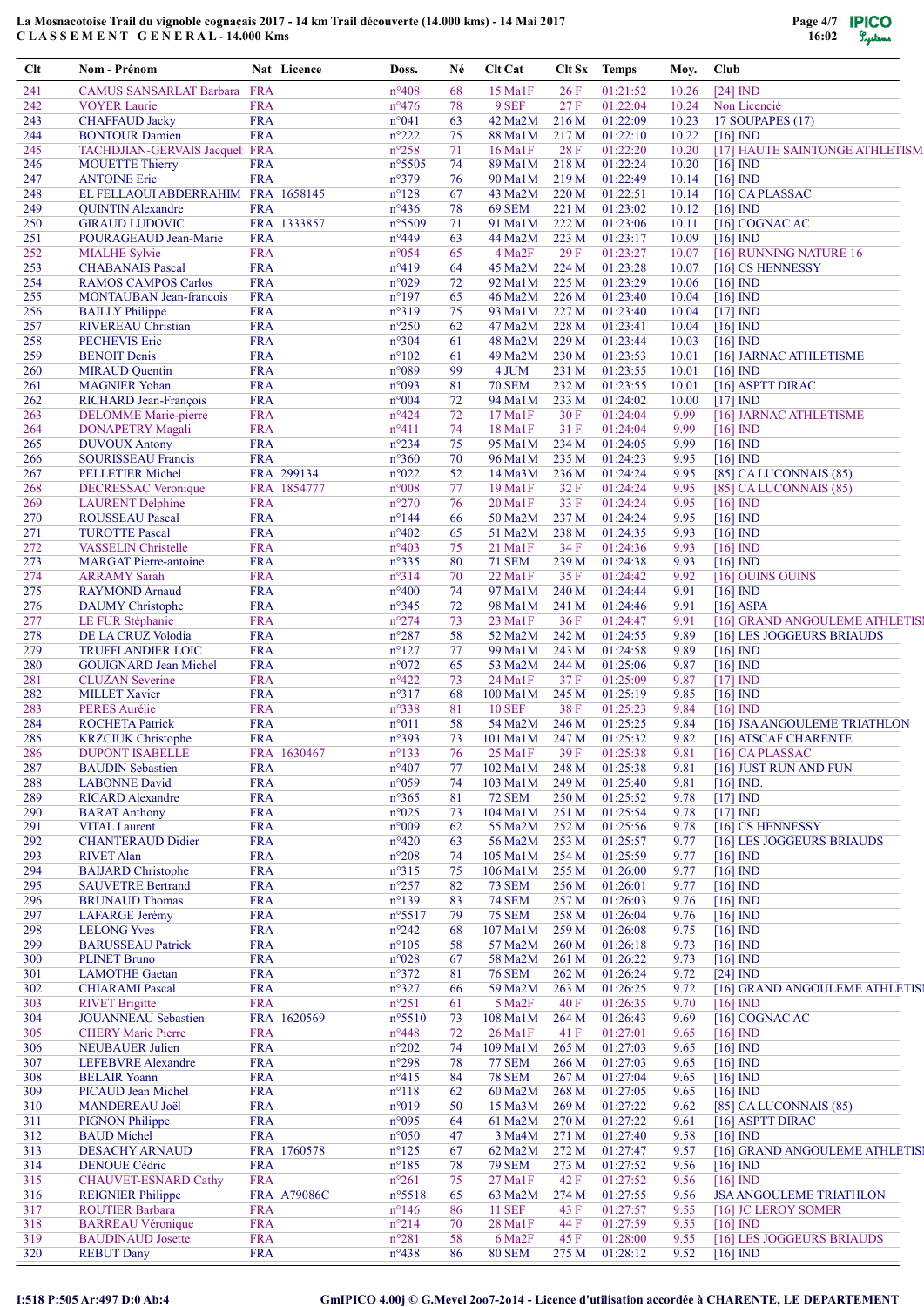La Mosnacotoise Trail du vignoble cognaçais 2017 - 14 km Trail découverte (14.000 kms) - 14 Mai 2017

CLASSEMENT GENERAL - 14.000 Kms

| Clt | Nom - Prénom | Nat | Licence | Doss. | Né | Clt Cat | Clt Sx | Temps | Moy. | Club |
|---|---|---|---|---|---|---|---|---|---|---|
| 241 | CAMUS SANSARLAT Barbara | FRA | | n°408 | 68 | 15 Ma1F | 26 F | 01:21:52 | 10.26 | [24] IND |
| 242 | VOYER Laurie | FRA | | n°476 | 78 | 9 SEF | 27 F | 01:22:04 | 10.24 | Non Licencié |
| 243 | CHAFFAUD Jacky | FRA | | n°041 | 63 | 42 Ma2M | 216 M | 01:22:09 | 10.23 | 17 SOUPAPES (17) |
| 244 | BONTOUR Damien | FRA | | n°222 | 75 | 88 Ma1M | 217 M | 01:22:10 | 10.22 | [16] IND |
| 245 | TACHDJIAN-GERVAIS Jacquel | FRA | | n°258 | 71 | 16 Ma1F | 28 F | 01:22:20 | 10.20 | [17] HAUTE SAINTONGE ATHLETISM |
| 246 | MOUETTE Thierry | FRA | | n°5505 | 74 | 89 Ma1M | 218 M | 01:22:24 | 10.20 | [16] IND |
| 247 | ANTOINE Eric | FRA | | n°379 | 76 | 90 Ma1M | 219 M | 01:22:49 | 10.14 | [16] IND |
| 248 | EL FELLAOUI ABDERRAHIM | FRA | 1658145 | n°128 | 67 | 43 Ma2M | 220 M | 01:22:51 | 10.14 | [16] CA PLASSAC |
| 249 | QUINTIN Alexandre | FRA | | n°436 | 78 | 69 SEM | 221 M | 01:23:02 | 10.12 | [16] IND |
| 250 | GIRAUD LUDOVIC | FRA | 1333857 | n°5509 | 71 | 91 Ma1M | 222 M | 01:23:06 | 10.11 | [16] COGNAC AC |
| 251 | POURAGEAUD Jean-Marie | FRA | | n°449 | 63 | 44 Ma2M | 223 M | 01:23:17 | 10.09 | [16] IND |
| 252 | MIALHE Sylvie | FRA | | n°054 | 65 | 4 Ma2F | 29 F | 01:23:27 | 10.07 | [16] RUNNING NATURE 16 |
| 253 | CHABANAIS Pascal | FRA | | n°419 | 64 | 45 Ma2M | 224 M | 01:23:28 | 10.07 | [16] CS HENNESSY |
| 254 | RAMOS CAMPOS Carlos | FRA | | n°029 | 72 | 92 Ma1M | 225 M | 01:23:29 | 10.06 | [16] IND |
| 255 | MONTAUBAN Jean-francois | FRA | | n°197 | 65 | 46 Ma2M | 226 M | 01:23:40 | 10.04 | [16] IND |
| 256 | BAILLY Philippe | FRA | | n°319 | 75 | 93 Ma1M | 227 M | 01:23:40 | 10.04 | [17] IND |
| 257 | RIVEREAU Christian | FRA | | n°250 | 62 | 47 Ma2M | 228 M | 01:23:41 | 10.04 | [16] IND |
| 258 | PECHEVIS Eric | FRA | | n°304 | 61 | 48 Ma2M | 229 M | 01:23:44 | 10.03 | [16] IND |
| 259 | BENOIT Denis | FRA | | n°102 | 61 | 49 Ma2M | 230 M | 01:23:53 | 10.01 | [16] JARNAC ATHLETISME |
| 260 | MIRAUD Quentin | FRA | | n°089 | 99 | 4 JUM | 231 M | 01:23:55 | 10.01 | [16] IND |
| 261 | MAGNIER Yohan | FRA | | n°093 | 81 | 70 SEM | 232 M | 01:23:55 | 10.01 | [16] ASPTT DIRAC |
| 262 | RICHARD Jean-François | FRA | | n°004 | 72 | 94 Ma1M | 233 M | 01:24:02 | 10.00 | [17] IND |
| 263 | DELOMME Marie-pierre | FRA | | n°424 | 72 | 17 Ma1F | 30 F | 01:24:04 | 9.99 | [16] JARNAC ATHLETISME |
| 264 | DONAPETRY Magali | FRA | | n°411 | 74 | 18 Ma1F | 31 F | 01:24:04 | 9.99 | [16] IND |
| 265 | DUVOUX Antony | FRA | | n°234 | 75 | 95 Ma1M | 234 M | 01:24:05 | 9.99 | [16] IND |
| 266 | SOURISSEAU Francis | FRA | | n°360 | 70 | 96 Ma1M | 235 M | 01:24:23 | 9.95 | [16] IND |
| 267 | PELLETIER Michel | FRA | 299134 | n°022 | 52 | 14 Ma3M | 236 M | 01:24:24 | 9.95 | [85] CA LUCONNAIS (85) |
| 268 | DECRESSAC Veronique | FRA | 1854777 | n°008 | 77 | 19 Ma1F | 32 F | 01:24:24 | 9.95 | [85] CA LUCONNAIS (85) |
| 269 | LAURENT Delphine | FRA | | n°270 | 76 | 20 Ma1F | 33 F | 01:24:24 | 9.95 | [16] IND |
| 270 | ROUSSEAU Pascal | FRA | | n°144 | 66 | 50 Ma2M | 237 M | 01:24:24 | 9.95 | [16] IND |
| 271 | TUROTTE Pascal | FRA | | n°402 | 65 | 51 Ma2M | 238 M | 01:24:35 | 9.93 | [16] IND |
| 272 | VASSELIN Christelle | FRA | | n°403 | 75 | 21 Ma1F | 34 F | 01:24:36 | 9.93 | [16] IND |
| 273 | MARGAT Pierre-antoine | FRA | | n°335 | 80 | 71 SEM | 239 M | 01:24:38 | 9.93 | [16] IND |
| 274 | ARRAMY Sarah | FRA | | n°314 | 70 | 22 Ma1F | 35 F | 01:24:42 | 9.92 | [16] OUINS OUINS |
| 275 | RAYMOND Arnaud | FRA | | n°400 | 74 | 97 Ma1M | 240 M | 01:24:44 | 9.91 | [16] IND |
| 276 | DAUMY Christophe | FRA | | n°345 | 72 | 98 Ma1M | 241 M | 01:24:46 | 9.91 | [16] ASPA |
| 277 | LE FUR Stéphanie | FRA | | n°274 | 73 | 23 Ma1F | 36 F | 01:24:47 | 9.91 | [16] GRAND ANGOULEME ATHLETIS |
| 278 | DE LA CRUZ Volodia | FRA | | n°287 | 58 | 52 Ma2M | 242 M | 01:24:55 | 9.89 | [16] LES JOGGEURS BRIAUDS |
| 279 | TRUFFLANDIER LOIC | FRA | | n°127 | 77 | 99 Ma1M | 243 M | 01:24:58 | 9.89 | [16] IND |
| 280 | GOUIGNARD Jean Michel | FRA | | n°072 | 65 | 53 Ma2M | 244 M | 01:25:06 | 9.87 | [16] IND |
| 281 | CLUZAN Severine | FRA | | n°422 | 73 | 24 Ma1F | 37 F | 01:25:09 | 9.87 | [17] IND |
| 282 | MILLET Xavier | FRA | | n°317 | 68 | 100 Ma1M | 245 M | 01:25:19 | 9.85 | [16] IND |
| 283 | PERES Aurélie | FRA | | n°338 | 81 | 10 SEF | 38 F | 01:25:23 | 9.84 | [16] IND |
| 284 | ROCHETA Patrick | FRA | | n°011 | 58 | 54 Ma2M | 246 M | 01:25:25 | 9.84 | [16] JSA ANGOULEME TRIATHLON |
| 285 | KRZCIUK Christophe | FRA | | n°393 | 73 | 101 Ma1M | 247 M | 01:25:32 | 9.82 | [16] ATSCAF CHARENTE |
| 286 | DUPONT ISABELLE | FRA | 1630467 | n°133 | 76 | 25 Ma1F | 39 F | 01:25:38 | 9.81 | [16] CA PLASSAC |
| 287 | BAUDIN Sebastien | FRA | | n°407 | 77 | 102 Ma1M | 248 M | 01:25:38 | 9.81 | [16] JUST RUN AND FUN |
| 288 | LABONNE David | FRA | | n°059 | 74 | 103 Ma1M | 249 M | 01:25:40 | 9.81 | [16] IND. |
| 289 | RICARD Alexandre | FRA | | n°365 | 81 | 72 SEM | 250 M | 01:25:52 | 9.78 | [17] IND |
| 290 | BARAT Anthony | FRA | | n°025 | 73 | 104 Ma1M | 251 M | 01:25:54 | 9.78 | [17] IND |
| 291 | VITAL Laurent | FRA | | n°009 | 62 | 55 Ma2M | 252 M | 01:25:56 | 9.78 | [16] CS HENNESSY |
| 292 | CHANTERAUD Didier | FRA | | n°420 | 63 | 56 Ma2M | 253 M | 01:25:57 | 9.77 | [16] LES JOGGEURS BRIAUDS |
| 293 | RIVET Alan | FRA | | n°208 | 74 | 105 Ma1M | 254 M | 01:25:59 | 9.77 | [16] IND |
| 294 | BAIJARD Christophe | FRA | | n°315 | 75 | 106 Ma1M | 255 M | 01:26:00 | 9.77 | [16] IND |
| 295 | SAUVETRE Bertrand | FRA | | n°257 | 82 | 73 SEM | 256 M | 01:26:01 | 9.77 | [16] IND |
| 296 | BRUNAUD Thomas | FRA | | n°139 | 83 | 74 SEM | 257 M | 01:26:03 | 9.76 | [16] IND |
| 297 | LAFARGE Jérémy | FRA | | n°5517 | 79 | 75 SEM | 258 M | 01:26:04 | 9.76 | [16] IND |
| 298 | LELONG Yves | FRA | | n°242 | 68 | 107 Ma1M | 259 M | 01:26:08 | 9.75 | [16] IND |
| 299 | BARUSSEAU Patrick | FRA | | n°105 | 58 | 57 Ma2M | 260 M | 01:26:18 | 9.73 | [16] IND |
| 300 | PLINET Bruno | FRA | | n°028 | 67 | 58 Ma2M | 261 M | 01:26:22 | 9.73 | [16] IND |
| 301 | LAMOTHE Gaetan | FRA | | n°372 | 81 | 76 SEM | 262 M | 01:26:24 | 9.72 | [24] IND |
| 302 | CHIARAMI Pascal | FRA | | n°327 | 66 | 59 Ma2M | 263 M | 01:26:25 | 9.72 | [16] GRAND ANGOULEME ATHLETIS |
| 303 | RIVET Brigitte | FRA | | n°251 | 61 | 5 Ma2F | 40 F | 01:26:35 | 9.70 | [16] IND |
| 304 | JOUANNEAU Sebastien | FRA | 1620569 | n°5510 | 73 | 108 Ma1M | 264 M | 01:26:43 | 9.69 | [16] COGNAC AC |
| 305 | CHERY Marie Pierre | FRA | | n°448 | 72 | 26 Ma1F | 41 F | 01:27:01 | 9.65 | [16] IND |
| 306 | NEUBAUER Julien | FRA | | n°202 | 74 | 109 Ma1M | 265 M | 01:27:03 | 9.65 | [16] IND |
| 307 | LEFEBVRE Alexandre | FRA | | n°298 | 78 | 77 SEM | 266 M | 01:27:03 | 9.65 | [16] IND |
| 308 | BELAIR Yoann | FRA | | n°415 | 84 | 78 SEM | 267 M | 01:27:04 | 9.65 | [16] IND |
| 309 | PICAUD Jean Michel | FRA | | n°118 | 62 | 60 Ma2M | 268 M | 01:27:05 | 9.65 | [16] IND |
| 310 | MANDEREAU Joël | FRA | | n°019 | 50 | 15 Ma3M | 269 M | 01:27:22 | 9.62 | [85] CA LUCONNAIS (85) |
| 311 | PIGNON Philippe | FRA | | n°095 | 64 | 61 Ma2M | 270 M | 01:27:22 | 9.61 | [16] ASPTT DIRAC |
| 312 | BAUD Michel | FRA | | n°050 | 47 | 3 Ma4M | 271 M | 01:27:40 | 9.58 | [16] IND |
| 313 | DESACHY ARNAUD | FRA | 1760578 | n°125 | 67 | 62 Ma2M | 272 M | 01:27:47 | 9.57 | [16] GRAND ANGOULEME ATHLETIS |
| 314 | DENOUE Cédric | FRA | | n°185 | 78 | 79 SEM | 273 M | 01:27:52 | 9.56 | [16] IND |
| 315 | CHAUVET-ESNARD Cathy | FRA | | n°261 | 75 | 27 Ma1F | 42 F | 01:27:52 | 9.56 | [16] IND |
| 316 | REIGNIER Philippe | FRA | A79086C | n°5518 | 65 | 63 Ma2M | 274 M | 01:27:55 | 9.56 | JSA ANGOULEME TRIATHLON |
| 317 | ROUTIER Barbara | FRA | | n°146 | 86 | 11 SEF | 43 F | 01:27:57 | 9.55 | [16] JC LEROY SOMER |
| 318 | BARREAU Véronique | FRA | | n°214 | 70 | 28 Ma1F | 44 F | 01:27:59 | 9.55 | [16] IND |
| 319 | BAUDINAUD Josette | FRA | | n°281 | 58 | 6 Ma2F | 45 F | 01:28:00 | 9.55 | [16] LES JOGGEURS BRIAUDS |
| 320 | REBUT Dany | FRA | | n°438 | 86 | 80 SEM | 275 M | 01:28:12 | 9.52 | [16] IND |

I:518 P:505 Ar:497 D:0 Ab:4

GmIPICO 4.00j © G.Mevel 2oo7-2o14 - Licence d'utilisation accordée à CHARENTE, LE DEPARTEMENT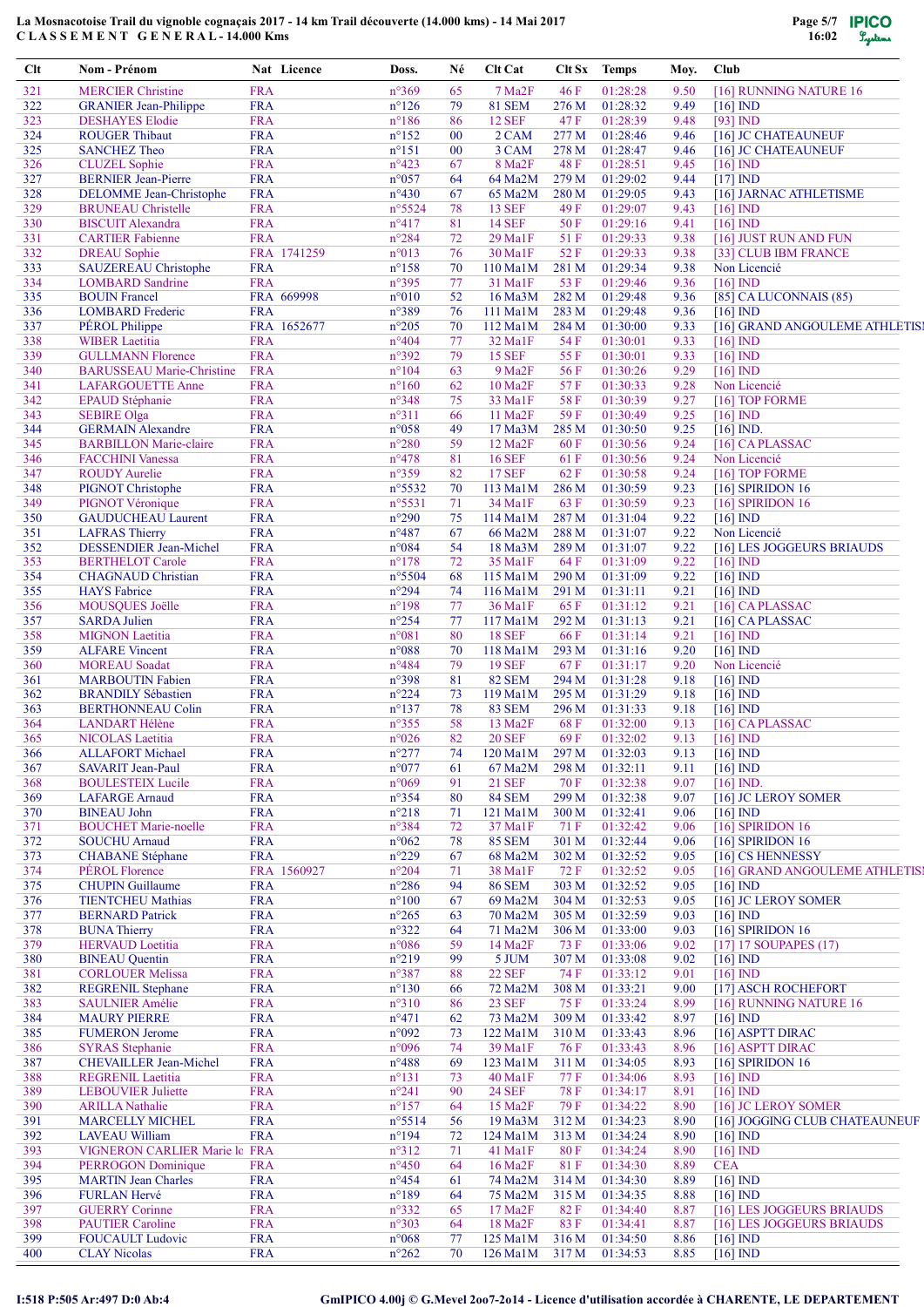La Mosnacotoise Trail du vignoble cognaçais 2017 - 14 km Trail découverte (14.000 kms) - 14 Mai 2017
C L A S S E M E N T   G E N E R A L - 14.000 Kms

| Clt | Nom - Prénom | Nat | Licence | Doss. | Né | Clt Cat | Clt Sx | Temps | Moy. | Club |
|---|---|---|---|---|---|---|---|---|---|---|
| 321 | MERCIER Christine | FRA | | n°369 | 65 | 7 Ma2F | 46 F | 01:28:28 | 9.50 | [16] RUNNING NATURE 16 |
| 322 | GRANIER Jean-Philippe | FRA | | n°126 | 79 | 81 SEM | 276 M | 01:28:32 | 9.49 | [16] IND |
| 323 | DESHAYES Elodie | FRA | | n°186 | 86 | 12 SEF | 47 F | 01:28:39 | 9.48 | [93] IND |
| 324 | ROUGER Thibaut | FRA | | n°152 | 00 | 2 CAM | 277 M | 01:28:46 | 9.46 | [16] JC CHATEAUNEUF |
| 325 | SANCHEZ Theo | FRA | | n°151 | 00 | 3 CAM | 278 M | 01:28:47 | 9.46 | [16] JC CHATEAUNEUF |
| 326 | CLUZEL Sophie | FRA | | n°423 | 67 | 8 Ma2F | 48 F | 01:28:51 | 9.45 | [16] IND |
| 327 | BERNIER Jean-Pierre | FRA | | n°057 | 64 | 64 Ma2M | 279 M | 01:29:02 | 9.44 | [17] IND |
| 328 | DELOMME Jean-Christophe | FRA | | n°430 | 67 | 65 Ma2M | 280 M | 01:29:05 | 9.43 | [16] JARNAC ATHLETISME |
| 329 | BRUNEAU Christelle | FRA | | n°5524 | 78 | 13 SEF | 49 F | 01:29:07 | 9.43 | [16] IND |
| 330 | BISCUIT Alexandra | FRA | | n°417 | 81 | 14 SEF | 50 F | 01:29:16 | 9.41 | [16] IND |
| 331 | CARTIER Fabienne | FRA | | n°284 | 72 | 29 Ma1F | 51 F | 01:29:33 | 9.38 | [16] JUST RUN AND FUN |
| 332 | DREAU Sophie | FRA | 1741259 | n°013 | 76 | 30 Ma1F | 52 F | 01:29:33 | 9.38 | [33] CLUB IBM FRANCE |
| 333 | SAUZEREAU Christophe | FRA | | n°158 | 70 | 110 Ma1M | 281 M | 01:29:34 | 9.38 | Non Licencié |
| 334 | LOMBARD Sandrine | FRA | | n°395 | 77 | 31 Ma1F | 53 F | 01:29:46 | 9.36 | [16] IND |
| 335 | BOUIN Francel | FRA | 669998 | n°010 | 52 | 16 Ma3M | 282 M | 01:29:48 | 9.36 | [85] CA LUCONNAIS (85) |
| 336 | LOMBARD Frederic | FRA | | n°389 | 76 | 111 Ma1M | 283 M | 01:29:48 | 9.36 | [16] IND |
| 337 | PÉROL Philippe | FRA | 1652677 | n°205 | 70 | 112 Ma1M | 284 M | 01:30:00 | 9.33 | [16] GRAND ANGOULEME ATHLETISI |
| 338 | WIBER Laetitia | FRA | | n°404 | 77 | 32 Ma1F | 54 F | 01:30:01 | 9.33 | [16] IND |
| 339 | GULLMANN Florence | FRA | | n°392 | 79 | 15 SEF | 55 F | 01:30:01 | 9.33 | [16] IND |
| 340 | BARUSSEAU Marie-Christine | FRA | | n°104 | 63 | 9 Ma2F | 56 F | 01:30:26 | 9.29 | [16] IND |
| 341 | LAFARGOUETTE Anne | FRA | | n°160 | 62 | 10 Ma2F | 57 F | 01:30:33 | 9.28 | Non Licencié |
| 342 | EPAUD Stéphanie | FRA | | n°348 | 75 | 33 Ma1F | 58 F | 01:30:39 | 9.27 | [16] TOP FORME |
| 343 | SEBIRE Olga | FRA | | n°311 | 66 | 11 Ma2F | 59 F | 01:30:49 | 9.25 | [16] IND |
| 344 | GERMAIN Alexandre | FRA | | n°058 | 49 | 17 Ma3M | 285 M | 01:30:50 | 9.25 | [16] IND. |
| 345 | BARBILLON Marie-claire | FRA | | n°280 | 59 | 12 Ma2F | 60 F | 01:30:56 | 9.24 | [16] CA PLASSAC |
| 346 | FACCHINI Vanessa | FRA | | n°478 | 81 | 16 SEF | 61 F | 01:30:56 | 9.24 | Non Licencié |
| 347 | ROUDY Aurelie | FRA | | n°359 | 82 | 17 SEF | 62 F | 01:30:58 | 9.24 | [16] TOP FORME |
| 348 | PIGNOT Christophe | FRA | | n°5532 | 70 | 113 Ma1M | 286 M | 01:30:59 | 9.23 | [16] SPIRIDON 16 |
| 349 | PIGNOT Véronique | FRA | | n°5531 | 71 | 34 Ma1F | 63 F | 01:30:59 | 9.23 | [16] SPIRIDON 16 |
| 350 | GAUDUCHEAU Laurent | FRA | | n°290 | 75 | 114 Ma1M | 287 M | 01:31:04 | 9.22 | [16] IND |
| 351 | LAFRAS Thierry | FRA | | n°487 | 67 | 66 Ma2M | 288 M | 01:31:07 | 9.22 | Non Licencié |
| 352 | DESSENDIER Jean-Michel | FRA | | n°084 | 54 | 18 Ma3M | 289 M | 01:31:07 | 9.22 | [16] LES JOGGEURS BRIAUDS |
| 353 | BERTHELOT Carole | FRA | | n°178 | 72 | 35 Ma1F | 64 F | 01:31:09 | 9.22 | [16] IND |
| 354 | CHAGNAUD Christian | FRA | | n°5504 | 68 | 115 Ma1M | 290 M | 01:31:09 | 9.22 | [16] IND |
| 355 | HAYS Fabrice | FRA | | n°294 | 74 | 116 Ma1M | 291 M | 01:31:11 | 9.21 | [16] IND |
| 356 | MOUSQUES Joëlle | FRA | | n°198 | 77 | 36 Ma1F | 65 F | 01:31:12 | 9.21 | [16] CA PLASSAC |
| 357 | SARDA Julien | FRA | | n°254 | 77 | 117 Ma1M | 292 M | 01:31:13 | 9.21 | [16] CA PLASSAC |
| 358 | MIGNON Laetitia | FRA | | n°081 | 80 | 18 SEF | 66 F | 01:31:14 | 9.21 | [16] IND |
| 359 | ALFARE Vincent | FRA | | n°088 | 70 | 118 Ma1M | 293 M | 01:31:16 | 9.20 | [16] IND |
| 360 | MOREAU Soadat | FRA | | n°484 | 79 | 19 SEF | 67 F | 01:31:17 | 9.20 | Non Licencié |
| 361 | MARBOUTIN Fabien | FRA | | n°398 | 81 | 82 SEM | 294 M | 01:31:28 | 9.18 | [16] IND |
| 362 | BRANDILY Sébastien | FRA | | n°224 | 73 | 119 Ma1M | 295 M | 01:31:29 | 9.18 | [16] IND |
| 363 | BERTHONNEAU Colin | FRA | | n°137 | 78 | 83 SEM | 296 M | 01:31:33 | 9.18 | [16] IND |
| 364 | LANDART Hélène | FRA | | n°355 | 58 | 13 Ma2F | 68 F | 01:32:00 | 9.13 | [16] CA PLASSAC |
| 365 | NICOLAS Laetitia | FRA | | n°026 | 82 | 20 SEF | 69 F | 01:32:02 | 9.13 | [16] IND |
| 366 | ALLAFORT Michael | FRA | | n°277 | 74 | 120 Ma1M | 297 M | 01:32:03 | 9.13 | [16] IND |
| 367 | SAVARIT Jean-Paul | FRA | | n°077 | 61 | 67 Ma2M | 298 M | 01:32:11 | 9.11 | [16] IND |
| 368 | BOULESTEIX Lucile | FRA | | n°069 | 91 | 21 SEF | 70 F | 01:32:38 | 9.07 | [16] IND. |
| 369 | LAFARGE Arnaud | FRA | | n°354 | 80 | 84 SEM | 299 M | 01:32:38 | 9.07 | [16] JC LEROY SOMER |
| 370 | BINEAU John | FRA | | n°218 | 71 | 121 Ma1M | 300 M | 01:32:41 | 9.06 | [16] IND |
| 371 | BOUCHET Marie-noelle | FRA | | n°384 | 72 | 37 Ma1F | 71 F | 01:32:42 | 9.06 | [16] SPIRIDON 16 |
| 372 | SOUCHU Arnaud | FRA | | n°062 | 78 | 85 SEM | 301 M | 01:32:44 | 9.06 | [16] SPIRIDON 16 |
| 373 | CHABANE Stéphane | FRA | | n°229 | 67 | 68 Ma2M | 302 M | 01:32:52 | 9.05 | [16] CS HENNESSY |
| 374 | PÉROL Florence | FRA | 1560927 | n°204 | 71 | 38 Ma1F | 72 F | 01:32:52 | 9.05 | [16] GRAND ANGOULEME ATHLETISI |
| 375 | CHUPIN Guillaume | FRA | | n°286 | 94 | 86 SEM | 303 M | 01:32:52 | 9.05 | [16] IND |
| 376 | TIENTCHEU Mathias | FRA | | n°100 | 67 | 69 Ma2M | 304 M | 01:32:53 | 9.05 | [16] JC LEROY SOMER |
| 377 | BERNARD Patrick | FRA | | n°265 | 63 | 70 Ma2M | 305 M | 01:32:59 | 9.03 | [16] IND |
| 378 | BUNA Thierry | FRA | | n°322 | 64 | 71 Ma2M | 306 M | 01:33:00 | 9.03 | [16] SPIRIDON 16 |
| 379 | HERVAUD Loetitia | FRA | | n°086 | 59 | 14 Ma2F | 73 F | 01:33:06 | 9.02 | [17] 17 SOUPAPES (17) |
| 380 | BINEAU Quentin | FRA | | n°219 | 99 | 5 JUM | 307 M | 01:33:08 | 9.02 | [16] IND |
| 381 | CORLOUER Melissa | FRA | | n°387 | 88 | 22 SEF | 74 F | 01:33:12 | 9.01 | [16] IND |
| 382 | REGRENIL Stephane | FRA | | n°130 | 66 | 72 Ma2M | 308 M | 01:33:21 | 9.00 | [17] ASCH ROCHEFORT |
| 383 | SAULNIER Amélie | FRA | | n°310 | 86 | 23 SEF | 75 F | 01:33:24 | 8.99 | [16] RUNNING NATURE 16 |
| 384 | MAURY PIERRE | FRA | | n°471 | 62 | 73 Ma2M | 309 M | 01:33:42 | 8.97 | [16] IND |
| 385 | FUMERON Jerome | FRA | | n°092 | 73 | 122 Ma1M | 310 M | 01:33:43 | 8.96 | [16] ASPTT DIRAC |
| 386 | SYRAS Stephanie | FRA | | n°096 | 74 | 39 Ma1F | 76 F | 01:33:43 | 8.96 | [16] ASPTT DIRAC |
| 387 | CHEVAILLER Jean-Michel | FRA | | n°488 | 69 | 123 Ma1M | 311 M | 01:34:05 | 8.93 | [16] SPIRIDON 16 |
| 388 | REGRENIL Laetitia | FRA | | n°131 | 73 | 40 Ma1F | 77 F | 01:34:06 | 8.93 | [16] IND |
| 389 | LEBOUVIER Juliette | FRA | | n°241 | 90 | 24 SEF | 78 F | 01:34:17 | 8.91 | [16] IND |
| 390 | ARILLA Nathalie | FRA | | n°157 | 64 | 15 Ma2F | 79 F | 01:34:22 | 8.90 | [16] JC LEROY SOMER |
| 391 | MARCELLY MICHEL | FRA | | n°5514 | 56 | 19 Ma3M | 312 M | 01:34:23 | 8.90 | [16] JOGGING CLUB CHATEAUNEUF |
| 392 | LAVEAU William | FRA | | n°194 | 72 | 124 Ma1M | 313 M | 01:34:24 | 8.90 | [16] IND |
| 393 | VIGNERON CARLIER Marie lo | FRA | | n°312 | 71 | 41 Ma1F | 80 F | 01:34:24 | 8.90 | [16] IND |
| 394 | PERROGON Dominique | FRA | | n°450 | 64 | 16 Ma2F | 81 F | 01:34:30 | 8.89 | CEA |
| 395 | MARTIN Jean Charles | FRA | | n°454 | 61 | 74 Ma2M | 314 M | 01:34:30 | 8.89 | [16] IND |
| 396 | FURLAN Hervé | FRA | | n°189 | 64 | 75 Ma2M | 315 M | 01:34:35 | 8.88 | [16] IND |
| 397 | GUERRY Corinne | FRA | | n°332 | 65 | 17 Ma2F | 82 F | 01:34:40 | 8.87 | [16] LES JOGGEURS BRIAUDS |
| 398 | PAUTIER Caroline | FRA | | n°303 | 64 | 18 Ma2F | 83 F | 01:34:41 | 8.87 | [16] LES JOGGEURS BRIAUDS |
| 399 | FOUCAULT Ludovic | FRA | | n°068 | 77 | 125 Ma1M | 316 M | 01:34:50 | 8.86 | [16] IND |
| 400 | CLAY Nicolas | FRA | | n°262 | 70 | 126 Ma1M | 317 M | 01:34:53 | 8.85 | [16] IND |

I:518 P:505 Ar:497 D:0 Ab:4

GmIPICO 4.00j © G.Mevel 2oo7-2o14 - Licence d'utilisation accordée à CHARENTE, LE DEPARTEMENT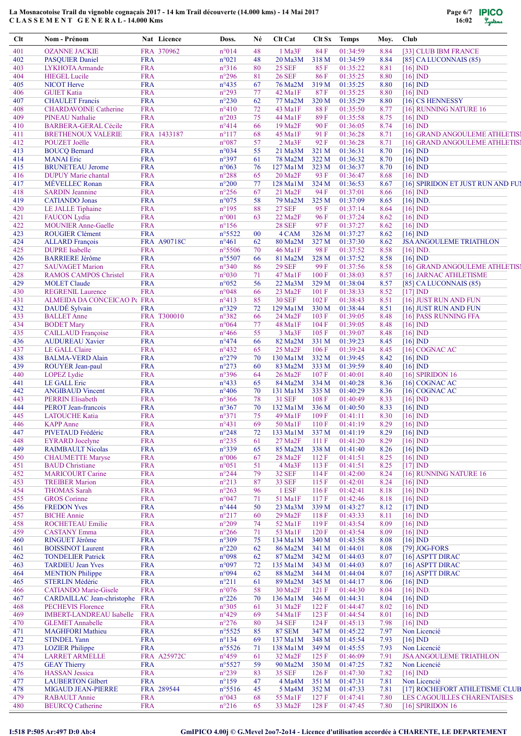La Mosnacotoise Trail du vignoble cognaçais 2017 - 14 km Trail découverte (14.000 kms) - 14 Mai 2017
C L A S S E M E N T   G E N E R A L - 14.000 Kms

| Clt | Nom - Prénom | Nat | Licence | Doss. | Né | Clt Cat | Clt Sx | Temps | Moy. | Club |
|---|---|---|---|---|---|---|---|---|---|---|
| 401 | OZANNE JACKIE | FRA | 370962 | n°014 | 48 | 1 Ma3F | 84 F | 01:34:59 | 8.84 | [33] CLUB IBM FRANCE |
| 402 | PASQUIER Daniel | FRA | | n°021 | 48 | 20 Ma3M | 318 M | 01:34:59 | 8.84 | [85] CA LUCONNAIS (85) |
| 403 | LYKHOTA Armande | FRA | | n°316 | 80 | 25 SEF | 85 F | 01:35:22 | 8.81 | [16] IND |
| 404 | HIEGEL Lucile | FRA | | n°296 | 81 | 26 SEF | 86 F | 01:35:25 | 8.80 | [16] IND |
| 405 | NICOT Herve | FRA | | n°435 | 67 | 76 Ma2M | 319 M | 01:35:25 | 8.80 | [16] IND |
| 406 | GUIET Katia | FRA | | n°293 | 77 | 42 Ma1F | 87 F | 01:35:25 | 8.80 | [16] IND |
| 407 | CHAULET Francis | FRA | | n°230 | 62 | 77 Ma2M | 320 M | 01:35:29 | 8.80 | [16] CS HENNESSY |
| 408 | CHARDAVOINE Catherine | FRA | | n°410 | 72 | 43 Ma1F | 88 F | 01:35:50 | 8.77 | [16] RUNNING NATURE 16 |
| 409 | PINEAU Nathalie | FRA | | n°203 | 75 | 44 Ma1F | 89 F | 01:35:58 | 8.75 | [16] IND |
| 410 | BARBERA-GERAL Cécile | FRA | | n°414 | 66 | 19 Ma2F | 90 F | 01:36:05 | 8.74 | [16] IND |
| 411 | BRETHENOUX VALERIE | FRA | 1433187 | n°117 | 68 | 45 Ma1F | 91 F | 01:36:28 | 8.71 | [16] GRAND ANGOULEME ATHLETISI |
| 412 | POUZET Joëlle | FRA | | n°087 | 57 | 2 Ma3F | 92 F | 01:36:28 | 8.71 | [16] GRAND ANGOULEME ATHLETISI |
| 413 | BOUCQ Bernard | FRA | | n°034 | 55 | 21 Ma3M | 321 M | 01:36:31 | 8.70 | [16] IND |
| 414 | MANAI Eric | FRA | | n°397 | 61 | 78 Ma2M | 322 M | 01:36:32 | 8.70 | [16] IND |
| 415 | BRUNETEAU Jerome | FRA | | n°063 | 76 | 127 Ma1M | 323 M | 01:36:37 | 8.70 | [16] IND |
| 416 | DUPUY Marie chantal | FRA | | n°288 | 65 | 20 Ma2F | 93 F | 01:36:47 | 8.68 | [16] IND |
| 417 | MÉVELLEC Ronan | FRA | | n°200 | 77 | 128 Ma1M | 324 M | 01:36:53 | 8.67 | [16] SPIRIDON ET JUST RUN AND FUI |
| 418 | SARDIN Jeannine | FRA | | n°256 | 67 | 21 Ma2F | 94 F | 01:37:01 | 8.66 | [16] IND |
| 419 | CATIANDO Jonas | FRA | | n°075 | 58 | 79 Ma2M | 325 M | 01:37:09 | 8.65 | [16] IND. |
| 420 | LE JALLE Tiphaine | FRA | | n°195 | 88 | 27 SEF | 95 F | 01:37:14 | 8.64 | [16] IND |
| 421 | FAUCON Lydia | FRA | | n°001 | 63 | 22 Ma2F | 96 F | 01:37:24 | 8.62 | [16] IND |
| 422 | MOUNIER Anne-Gaelle | FRA | | n°156 | | 28 SEF | 97 F | 01:37:27 | 8.62 | [16] IND |
| 423 | ROUGIER Clément | FRA | | n°5522 | 00 | 4 CAM | 326 M | 01:37:27 | 8.62 | [16] IND |
| 424 | ALLARD François | FRA | A90718C | n°461 | 62 | 80 Ma2M | 327 M | 01:37:30 | 8.62 | JSA ANGOULEME TRIATHLON |
| 425 | DUPRE Isabelle | FRA | | n°5506 | 70 | 46 Ma1F | 98 F | 01:37:52 | 8.58 | [16] IND. |
| 426 | BARRIERE Jérôme | FRA | | n°5507 | 66 | 81 Ma2M | 328 M | 01:37:52 | 8.58 | [16] IND |
| 427 | SAUVAGET Marion | FRA | | n°340 | 86 | 29 SEF | 99 F | 01:37:56 | 8.58 | [16] GRAND ANGOULEME ATHLETISI |
| 428 | RAMOS CAMPOS Christel | FRA | | n°030 | 71 | 47 Ma1F | 100 F | 01:38:03 | 8.57 | [16] JARNAC ATHLETISME |
| 429 | MOLET Claude | FRA | | n°052 | 56 | 22 Ma3M | 329 M | 01:38:04 | 8.57 | [85] CA LUCONNAIS (85) |
| 430 | REGRENIL Laurence | FRA | | n°048 | 66 | 23 Ma2F | 101 F | 01:38:33 | 8.52 | [17] IND |
| 431 | ALMEIDA DA CONCEICAO Pe | FRA | | n°413 | 85 | 30 SEF | 102 F | 01:38:43 | 8.51 | [16] JUST RUN AND FUN |
| 432 | DAUDÉ Sylvain | FRA | | n°329 | 72 | 129 Ma1M | 330 M | 01:38:44 | 8.51 | [16] JUST RUN AND FUN |
| 433 | BALLET Anne | FRA | T300010 | n°382 | 66 | 24 Ma2F | 103 F | 01:39:05 | 8.48 | [16] PASS RUNNING FFA |
| 434 | BODET Mary | FRA | | n°064 | 77 | 48 Ma1F | 104 F | 01:39:05 | 8.48 | [16] IND |
| 435 | CAILLAUD Françoise | FRA | | n°466 | 55 | 3 Ma3F | 105 F | 01:39:07 | 8.48 | [16] IND |
| 436 | AUDUREAU Xavier | FRA | | n°474 | 66 | 82 Ma2M | 331 M | 01:39:23 | 8.45 | [16] IND |
| 437 | LE GALL Claire | FRA | | n°432 | 65 | 25 Ma2F | 106 F | 01:39:24 | 8.45 | [16] COGNAC AC |
| 438 | BALMA-VERD Alain | FRA | | n°279 | 70 | 130 Ma1M | 332 M | 01:39:45 | 8.42 | [16] IND |
| 439 | ROUYER Jean-paul | FRA | | n°273 | 60 | 83 Ma2M | 333 M | 01:39:59 | 8.40 | [16] IND |
| 440 | LOPEZ Lydie | FRA | | n°396 | 64 | 26 Ma2F | 107 F | 01:40:01 | 8.40 | [16] SPIRIDON 16 |
| 441 | LE GALL Eric | FRA | | n°433 | 65 | 84 Ma2M | 334 M | 01:40:28 | 8.36 | [16] COGNAC AC |
| 442 | ANGIBAUD Vincent | FRA | | n°406 | 70 | 131 Ma1M | 335 M | 01:40:29 | 8.36 | [16] COGNAC AC |
| 443 | PERRIN Elisabeth | FRA | | n°366 | 78 | 31 SEF | 108 F | 01:40:49 | 8.33 | [16] IND |
| 444 | PEROT Jean-francois | FRA | | n°367 | 70 | 132 Ma1M | 336 M | 01:40:50 | 8.33 | [16] IND |
| 445 | LATOUCHE Katia | FRA | | n°371 | 75 | 49 Ma1F | 109 F | 01:41:11 | 8.30 | [16] IND |
| 446 | KAPP Anne | FRA | | n°431 | 69 | 50 Ma1F | 110 F | 01:41:19 | 8.29 | [16] IND |
| 447 | PIVETAUD Frédéric | FRA | | n°248 | 72 | 133 Ma1M | 337 M | 01:41:19 | 8.29 | [16] IND |
| 448 | EYRARD Jocelyne | FRA | | n°235 | 61 | 27 Ma2F | 111 F | 01:41:20 | 8.29 | [16] IND |
| 449 | RAIMBAULT Nicolas | FRA | | n°339 | 65 | 85 Ma2M | 338 M | 01:41:40 | 8.26 | [16] IND |
| 450 | CHAUMETTE Maryse | FRA | | n°006 | 67 | 28 Ma2F | 112 F | 01:41:51 | 8.25 | [16] IND |
| 451 | BAUD Christiane | FRA | | n°051 | 51 | 4 Ma3F | 113 F | 01:41:51 | 8.25 | [17] IND |
| 452 | MARICOURT Carine | FRA | | n°244 | 79 | 32 SEF | 114 F | 01:42:00 | 8.24 | [16] RUNNING NATURE 16 |
| 453 | TREIBER Marion | FRA | | n°213 | 87 | 33 SEF | 115 F | 01:42:01 | 8.24 | [16] IND |
| 454 | THOMAS Sarah | FRA | | n°263 | 96 | 1 ESF | 116 F | 01:42:41 | 8.18 | [16] IND |
| 455 | GROS Corinne | FRA | | n°047 | 71 | 51 Ma1F | 117 F | 01:42:46 | 8.18 | [16] IND |
| 456 | FREDON Yves | FRA | | n°444 | 50 | 23 Ma3M | 339 M | 01:43:27 | 8.12 | [17] IND |
| 457 | BICHE Annie | FRA | | n°217 | 60 | 29 Ma2F | 118 F | 01:43:33 | 8.11 | [16] IND |
| 458 | ROCHETEAU Emilie | FRA | | n°209 | 74 | 52 Ma1F | 119 F | 01:43:54 | 8.09 | [16] IND |
| 459 | CASTANY Emma | FRA | | n°266 | 71 | 53 Ma1F | 120 F | 01:43:54 | 8.09 | [16] IND |
| 460 | RINGUET Jérôme | FRA | | n°309 | 75 | 134 Ma1M | 340 M | 01:43:58 | 8.08 | [16] IND |
| 461 | BOISSINOT Laurent | FRA | | n°220 | 62 | 86 Ma2M | 341 M | 01:44:01 | 8.08 | [79] JOG-FORS |
| 462 | TONDELIER Patrick | FRA | | n°098 | 62 | 87 Ma2M | 342 M | 01:44:03 | 8.07 | [16] ASPTT DIRAC |
| 463 | TARDIEU Jean Yves | FRA | | n°097 | 72 | 135 Ma1M | 343 M | 01:44:03 | 8.07 | [16] ASPTT DIRAC |
| 464 | MENTION Philippe | FRA | | n°094 | 62 | 88 Ma2M | 344 M | 01:44:04 | 8.07 | [16] ASPTT DIRAC |
| 465 | STERLIN Médéric | FRA | | n°211 | 61 | 89 Ma2M | 345 M | 01:44:17 | 8.06 | [16] IND |
| 466 | CATIANDO Marie-Gisele | FRA | | n°076 | 58 | 30 Ma2F | 121 F | 01:44:30 | 8.04 | [16] IND. |
| 467 | CARDAILLAC Jean-christophe | FRA | | n°226 | 70 | 136 Ma1M | 346 M | 01:44:31 | 8.04 | [16] IND |
| 468 | PECHEVIS Florence | FRA | | n°305 | 61 | 31 Ma2F | 122 F | 01:44:47 | 8.02 | [16] IND |
| 469 | IMBERT-LANDREAU Isabelle | FRA | | n°429 | 69 | 54 Ma1F | 123 F | 01:44:54 | 8.01 | [16] IND |
| 470 | GLEMET Annabelle | FRA | | n°276 | 80 | 34 SEF | 124 F | 01:45:13 | 7.98 | [16] IND |
| 471 | MAGHFORI Mathieu | FRA | | n°5525 | 85 | 87 SEM | 347 M | 01:45:22 | 7.97 | Non Licencié |
| 472 | STINDEL Yann | FRA | | n°134 | 69 | 137 Ma1M | 348 M | 01:45:54 | 7.93 | [16] IND |
| 473 | LOZIER Philippe | FRA | | n°5526 | 71 | 138 Ma1M | 349 M | 01:45:55 | 7.93 | Non Licencié |
| 474 | LARRET ARMELLE | FRA | A25972C | n°459 | 61 | 32 Ma2F | 125 F | 01:46:09 | 7.91 | JSA ANGOULEME TRIATHLON |
| 475 | GEAY Thierry | FRA | | n°5527 | 59 | 90 Ma2M | 350 M | 01:47:25 | 7.82 | Non Licencié |
| 476 | HASSAN Jessica | FRA | | n°239 | 83 | 35 SEF | 126 F | 01:47:30 | 7.82 | [16] IND |
| 477 | LAUBERTON Gilbert | FRA | | n°159 | 47 | 4 Ma4M | 351 M | 01:47:31 | 7.81 | Non Licencié |
| 478 | MIGAUD JEAN-PIERRE | FRA | 289544 | n°5516 | 45 | 5 Ma4M | 352 M | 01:47:33 | 7.81 | [17] ROCHEFORT ATHLETISME CLUB |
| 479 | RABAULT Annie | FRA | | n°043 | 68 | 55 Ma1F | 127 F | 01:47:41 | 7.80 | LES CAGOUILLES CHARENTAISES |
| 480 | BEURCQ Catherine | FRA | | n°216 | 65 | 33 Ma2F | 128 F | 01:47:45 | 7.80 | [16] SPIRIDON 16 |

I:518 P:505 Ar:497 D:0 Ab:4

GmIPICO 4.00j © G.Mevel 2oo7-2o14 - Licence d'utilisation accordée à CHARENTE, LE DEPARTEMENT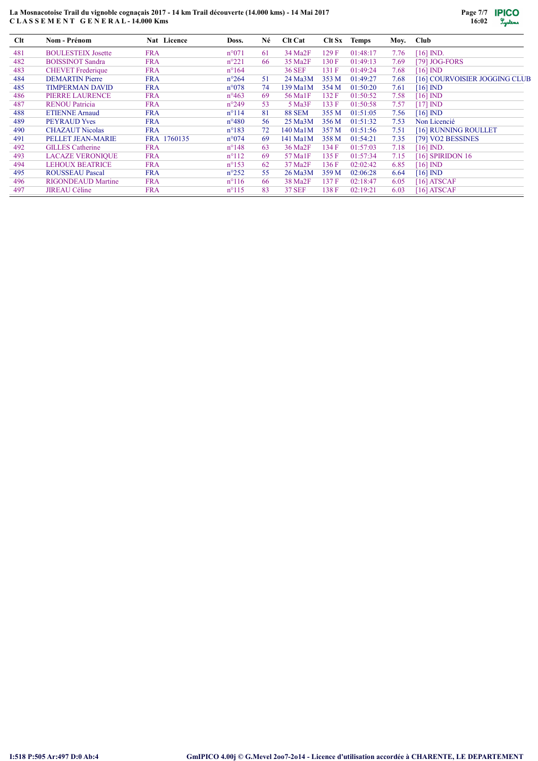**La Mosnacotoise Trail du vignoble cognaçais 2017 - 14 km Trail découverte (14.000 kms) - 14 Mai 2017**
**C L A S S E M E N T   G E N E R A L - 14.000 Kms**

| Clt | Nom - Prénom | Nat | Licence | Doss. | Né | Clt Cat | Clt Sx | Temps | Moy. | Club |
|---|---|---|---|---|---|---|---|---|---|---|
| 481 | BOULESTEIX Josette | FRA | | n°071 | 61 | 34 Ma2F | 129 F | 01:48:17 | 7.76 | [16] IND. |
| 482 | BOISSINOT Sandra | FRA | | n°221 | 66 | 35 Ma2F | 130 F | 01:49:13 | 7.69 | [79] JOG-FORS |
| 483 | CHEVET Frederique | FRA | | n°164 | | 36 SEF | 131 F | 01:49:24 | 7.68 | [16] IND |
| 484 | DEMARTIN Pierre | FRA | | n°264 | 51 | 24 Ma3M | 353 M | 01:49:27 | 7.68 | [16] COURVOISIER JOGGING CLUB |
| 485 | TIMPERMAN DAVID | FRA | | n°078 | 74 | 139 Ma1M | 354 M | 01:50:20 | 7.61 | [16] IND |
| 486 | PIERRE LAURENCE | FRA | | n°463 | 69 | 56 Ma1F | 132 F | 01:50:52 | 7.58 | [16] IND |
| 487 | RENOU Patricia | FRA | | n°249 | 53 | 5 Ma3F | 133 F | 01:50:58 | 7.57 | [17] IND |
| 488 | ETIENNE Arnaud | FRA | | n°114 | 81 | 88 SEM | 355 M | 01:51:05 | 7.56 | [16] IND |
| 489 | PEYRAUD Yves | FRA | | n°480 | 56 | 25 Ma3M | 356 M | 01:51:32 | 7.53 | Non Licencié |
| 490 | CHAZAUT Nicolas | FRA | | n°183 | 72 | 140 Ma1M | 357 M | 01:51:56 | 7.51 | [16] RUNNING ROULLET |
| 491 | PELLET JEAN-MARIE | FRA | 1760135 | n°074 | 69 | 141 Ma1M | 358 M | 01:54:21 | 7.35 | [79] VO2 BESSINES |
| 492 | GILLES Catherine | FRA | | n°148 | 63 | 36 Ma2F | 134 F | 01:57:03 | 7.18 | [16] IND. |
| 493 | LACAZE VERONIQUE | FRA | | n°112 | 69 | 57 Ma1F | 135 F | 01:57:34 | 7.15 | [16] SPIRIDON 16 |
| 494 | LEHOUX BEATRICE | FRA | | n°153 | 62 | 37 Ma2F | 136 F | 02:02:42 | 6.85 | [16] IND |
| 495 | ROUSSEAU Pascal | FRA | | n°252 | 55 | 26 Ma3M | 359 M | 02:06:28 | 6.64 | [16] IND |
| 496 | RIGONDEAUD Martine | FRA | | n°116 | 66 | 38 Ma2F | 137 F | 02:18:47 | 6.05 | [16] ATSCAF |
| 497 | JIREAU Céline | FRA | | n°115 | 83 | 37 SEF | 138 F | 02:19:21 | 6.03 | [16] ATSCAF |

I:518 P:505 Ar:497 D:0 Ab:4    GmIPICO 4.00j © G.Mevel 2oo7-2o14 - Licence d'utilisation accordée à CHARENTE, LE DEPARTEMENT